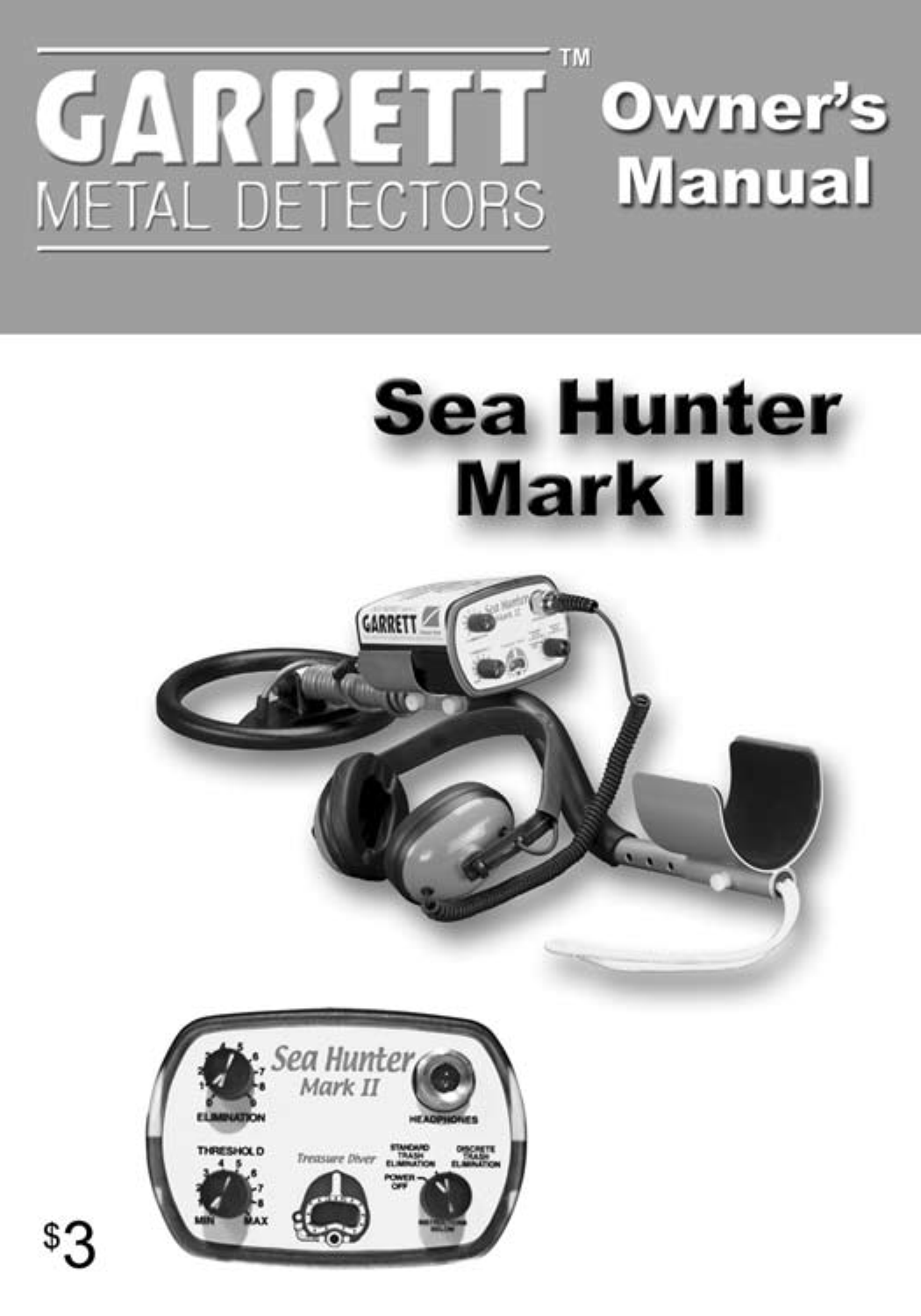# GARRETT™ METAL DETECTORS

# Owner's Manual

# Sea Hunter Mark II

$3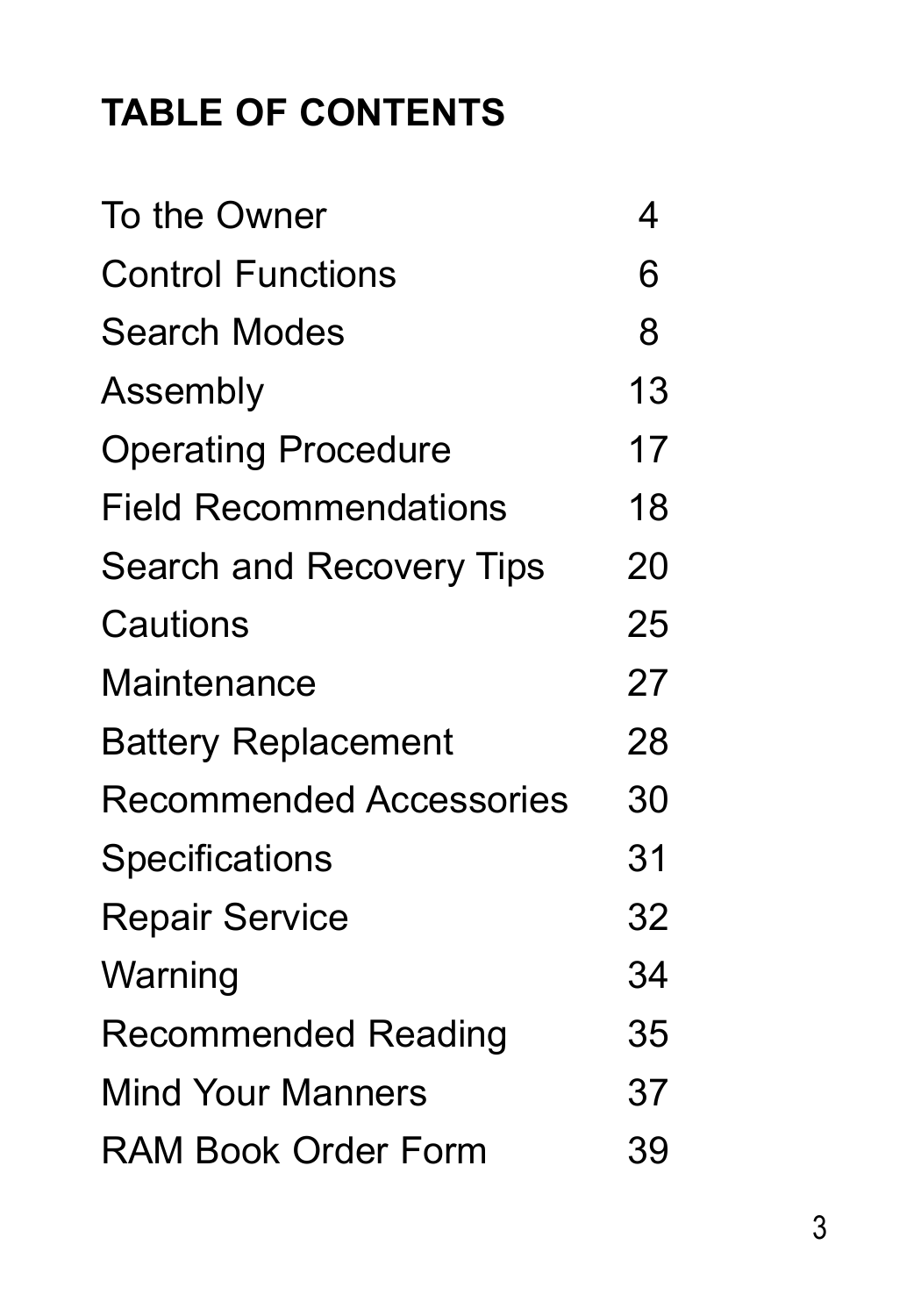# TABLE OF CONTENTS

| | |
|---|---|
| To the Owner | 4 |
| Control Functions | 6 |
| Search Modes | 8 |
| Assembly | 13 |
| Operating Procedure | 17 |
| Field Recommendations | 18 |
| Search and Recovery Tips | 20 |
| Cautions | 25 |
| Maintenance | 27 |
| Battery Replacement | 28 |
| Recommended Accessories | 30 |
| Specifications | 31 |
| Repair Service | 32 |
| Warning | 34 |
| Recommended Reading | 35 |
| Mind Your Manners | 37 |
| RAM Book Order Form | 39 |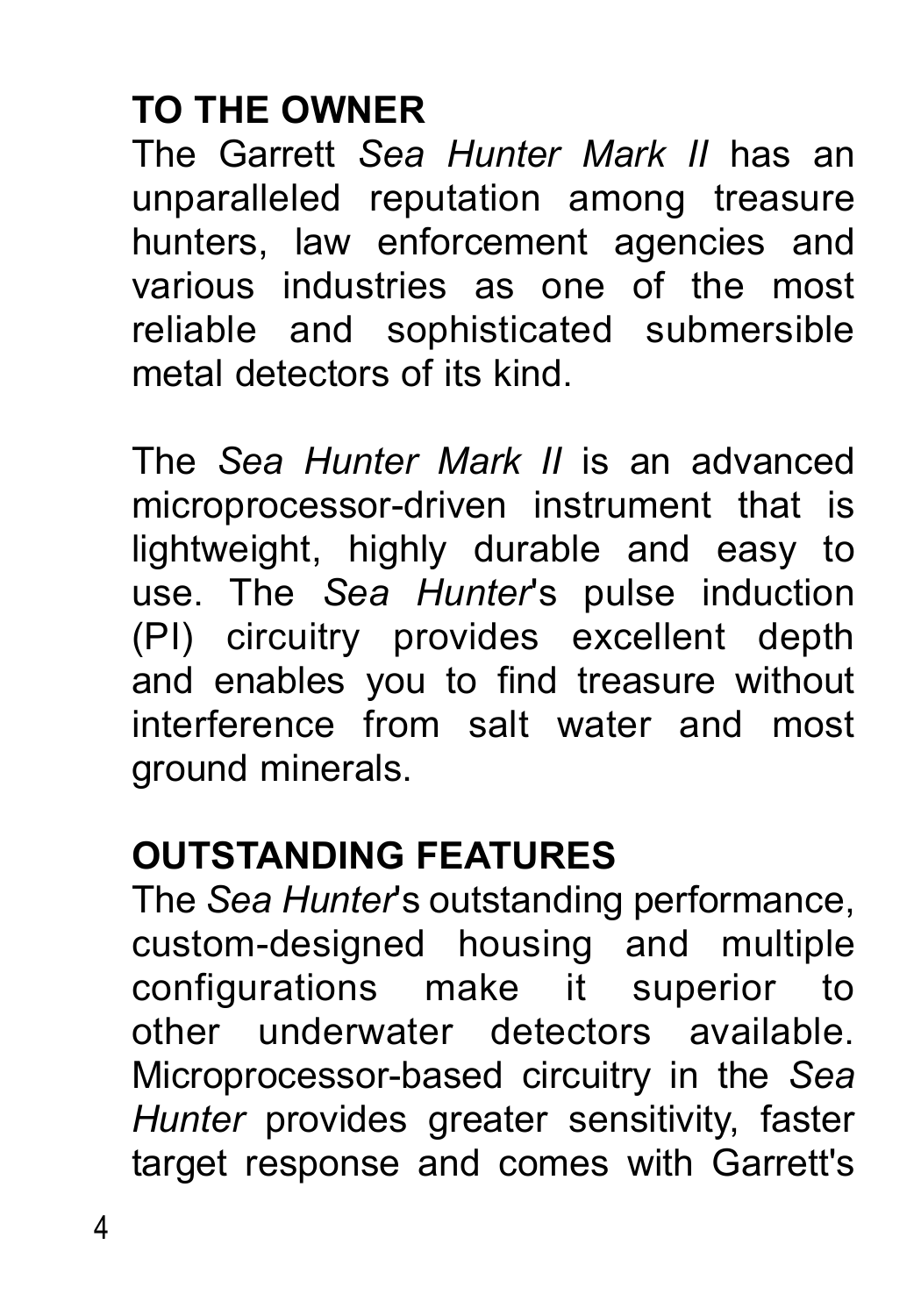## TO THE OWNER

The Garrett *Sea Hunter Mark II* has an unparalleled reputation among treasure hunters, law enforcement agencies and various industries as one of the most reliable and sophisticated submersible metal detectors of its kind.

The *Sea Hunter Mark II* is an advanced microprocessor-driven instrument that is lightweight, highly durable and easy to use. The *Sea Hunter*'s pulse induction (PI) circuitry provides excellent depth and enables you to find treasure without interference from salt water and most ground minerals.

## OUTSTANDING FEATURES

The *Sea Hunter*'s outstanding performance, custom-designed housing and multiple configurations make it superior to other underwater detectors available. Microprocessor-based circuitry in the *Sea Hunter* provides greater sensitivity, faster target response and comes with Garrett's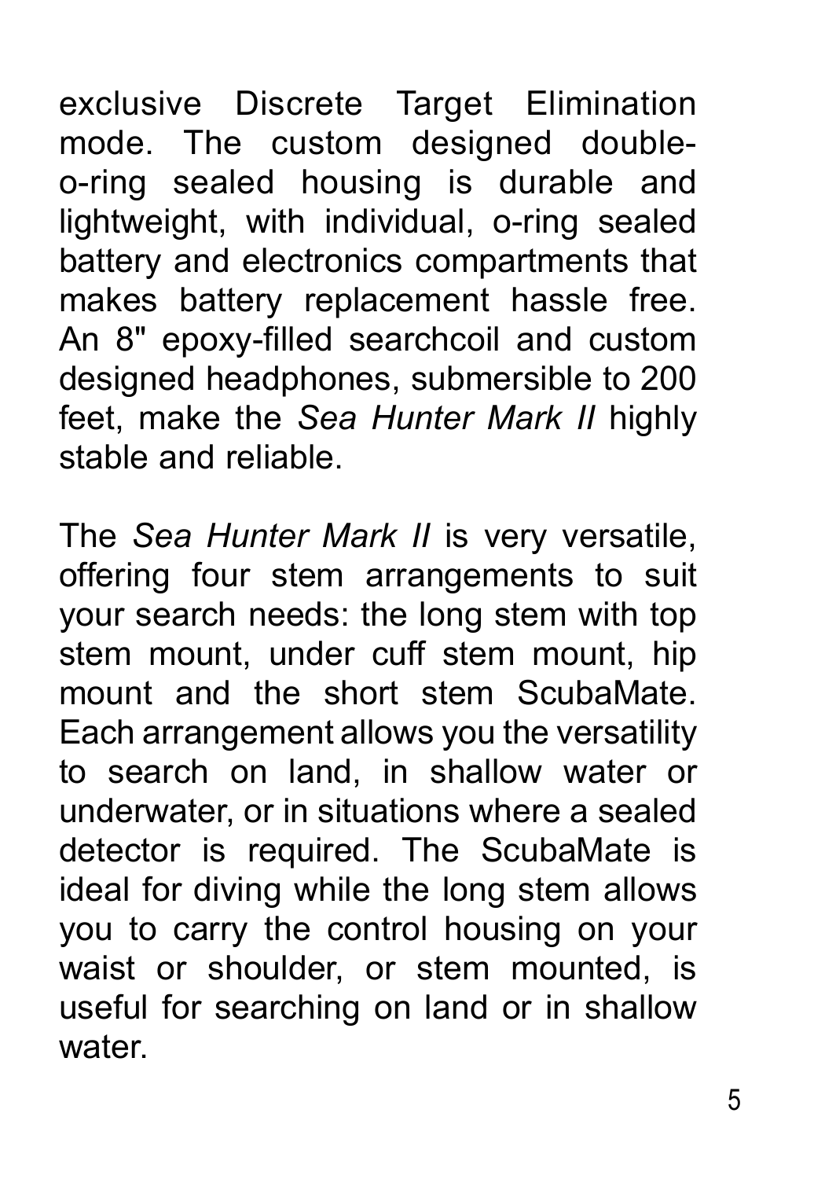exclusive Discrete Target Elimination mode. The custom designed double-o-ring sealed housing is durable and lightweight, with individual, o-ring sealed battery and electronics compartments that makes battery replacement hassle free. An 8" epoxy-filled searchcoil and custom designed headphones, submersible to 200 feet, make the *Sea Hunter Mark II* highly stable and reliable.

The *Sea Hunter Mark II* is very versatile, offering four stem arrangements to suit your search needs: the long stem with top stem mount, under cuff stem mount, hip mount and the short stem ScubaMate. Each arrangement allows you the versatility to search on land, in shallow water or underwater, or in situations where a sealed detector is required. The ScubaMate is ideal for diving while the long stem allows you to carry the control housing on your waist or shoulder, or stem mounted, is useful for searching on land or in shallow water.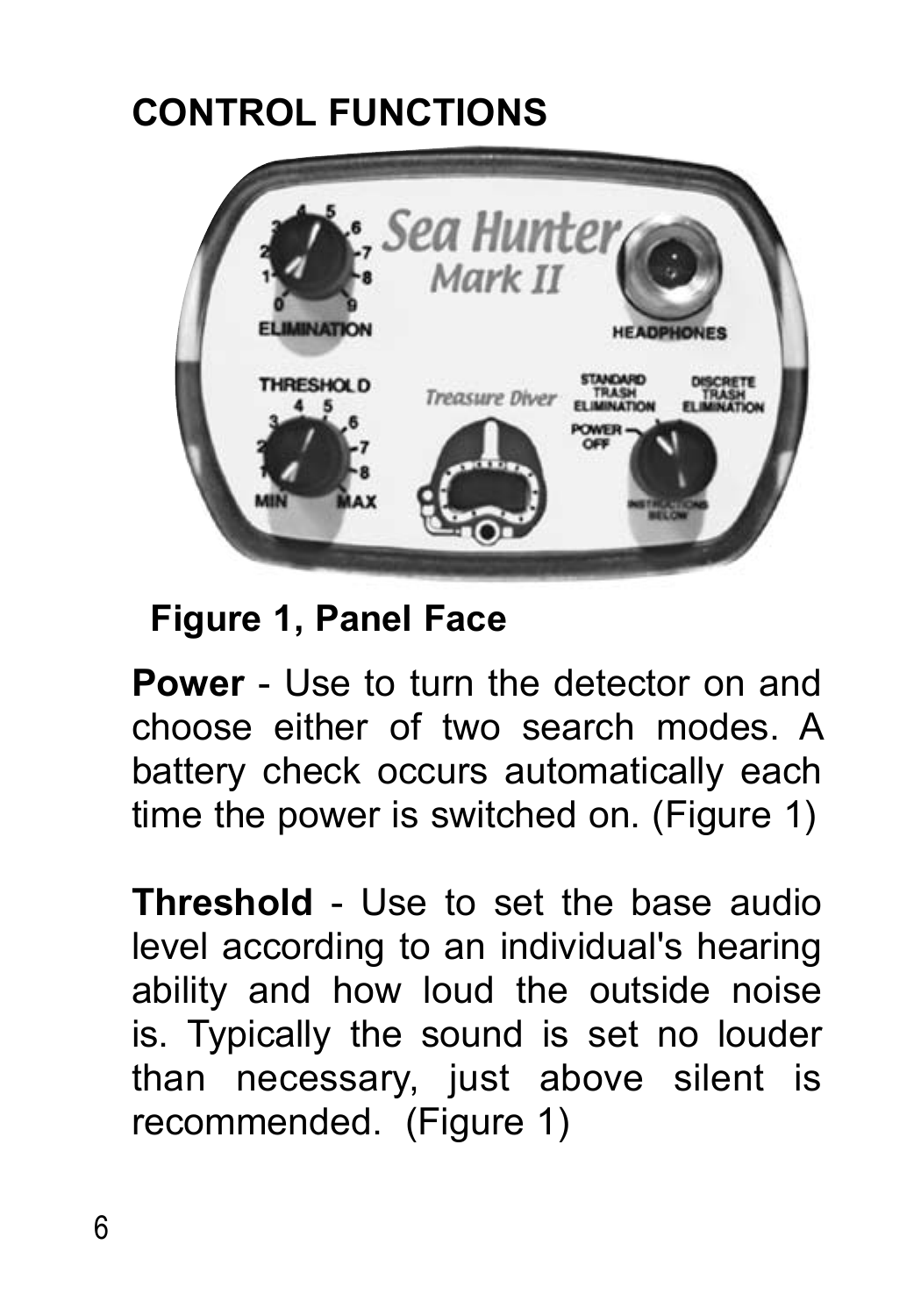## CONTROL FUNCTIONS

Figure 1, Panel Face

**Power** - Use to turn the detector on and choose either of two search modes. A battery check occurs automatically each time the power is switched on. (Figure 1)

**Threshold** - Use to set the base audio level according to an individual's hearing ability and how loud the outside noise is. Typically the sound is set no louder than necessary, just above silent is recommended. (Figure 1)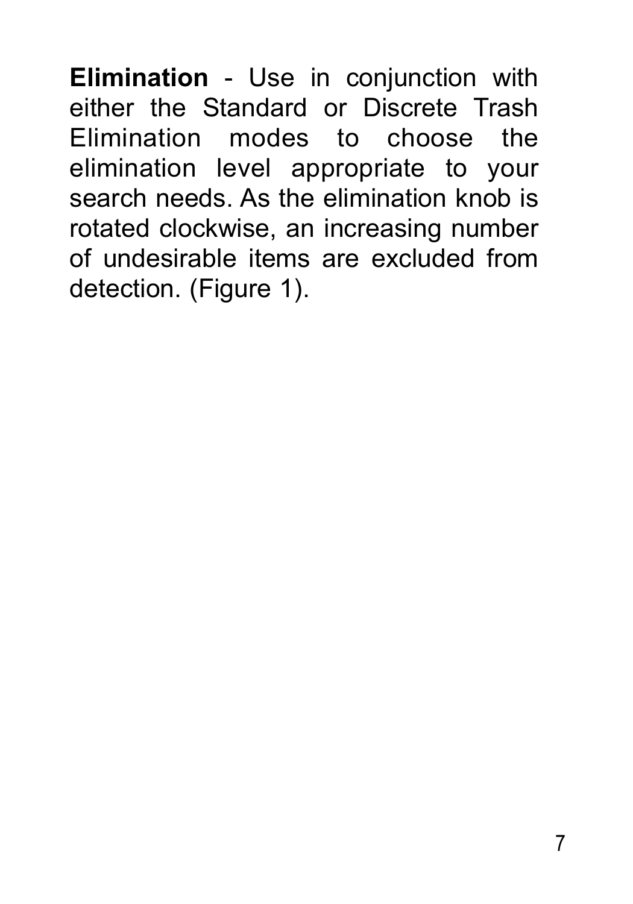**Elimination** - Use in conjunction with either the Standard or Discrete Trash Elimination modes to choose the elimination level appropriate to your search needs. As the elimination knob is rotated clockwise, an increasing number of undesirable items are excluded from detection. (Figure 1).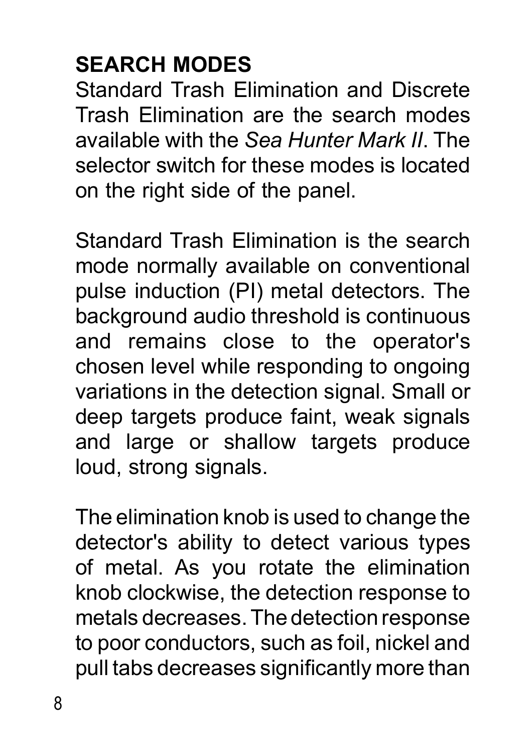## SEARCH MODES

Standard Trash Elimination and Discrete Trash Elimination are the search modes available with the *Sea Hunter Mark II*. The selector switch for these modes is located on the right side of the panel.

Standard Trash Elimination is the search mode normally available on conventional pulse induction (PI) metal detectors. The background audio threshold is continuous and remains close to the operator's chosen level while responding to ongoing variations in the detection signal. Small or deep targets produce faint, weak signals and large or shallow targets produce loud, strong signals.

The elimination knob is used to change the detector's ability to detect various types of metal. As you rotate the elimination knob clockwise, the detection response to metals decreases. The detection response to poor conductors, such as foil, nickel and pull tabs decreases significantly more than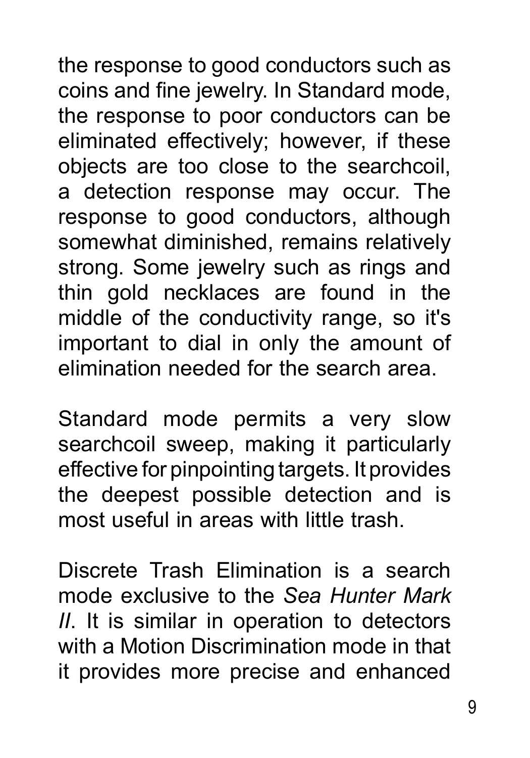the response to good conductors such as coins and fine jewelry. In Standard mode, the response to poor conductors can be eliminated effectively; however, if these objects are too close to the searchcoil, a detection response may occur. The response to good conductors, although somewhat diminished, remains relatively strong. Some jewelry such as rings and thin gold necklaces are found in the middle of the conductivity range, so it's important to dial in only the amount of elimination needed for the search area.

Standard mode permits a very slow searchcoil sweep, making it particularly effective for pinpointing targets. It provides the deepest possible detection and is most useful in areas with little trash.

Discrete Trash Elimination is a search mode exclusive to the *Sea Hunter Mark II*. It is similar in operation to detectors with a Motion Discrimination mode in that it provides more precise and enhanced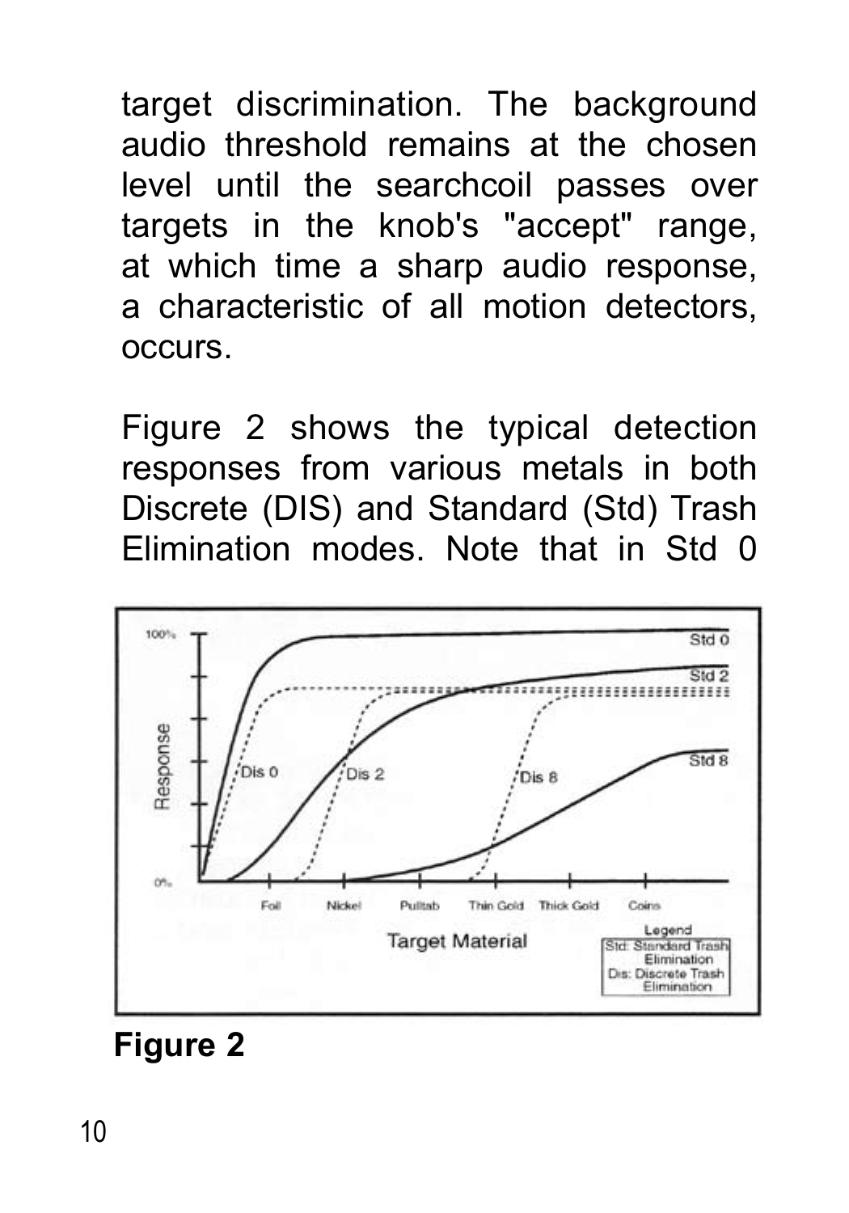target discrimination. The background audio threshold remains at the chosen level until the searchcoil passes over targets in the knob's "accept" range, at which time a sharp audio response, a characteristic of all motion detectors, occurs.

Figure 2 shows the typical detection responses from various metals in both Discrete (DIS) and Standard (Std) Trash Elimination modes. Note that in Std 0

**Figure 2**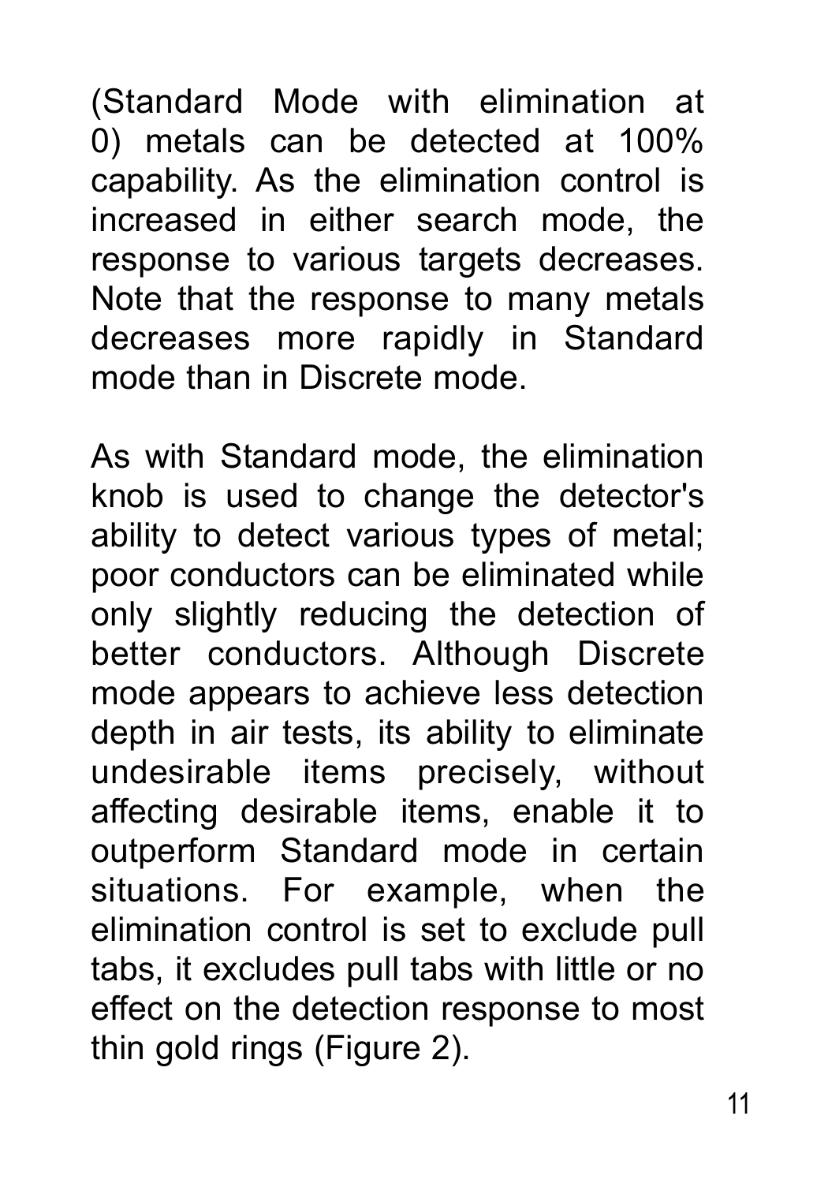(Standard Mode with elimination at 0) metals can be detected at 100% capability. As the elimination control is increased in either search mode, the response to various targets decreases. Note that the response to many metals decreases more rapidly in Standard mode than in Discrete mode.

As with Standard mode, the elimination knob is used to change the detector's ability to detect various types of metal; poor conductors can be eliminated while only slightly reducing the detection of better conductors. Although Discrete mode appears to achieve less detection depth in air tests, its ability to eliminate undesirable items precisely, without affecting desirable items, enable it to outperform Standard mode in certain situations. For example, when the elimination control is set to exclude pull tabs, it excludes pull tabs with little or no effect on the detection response to most thin gold rings (Figure 2).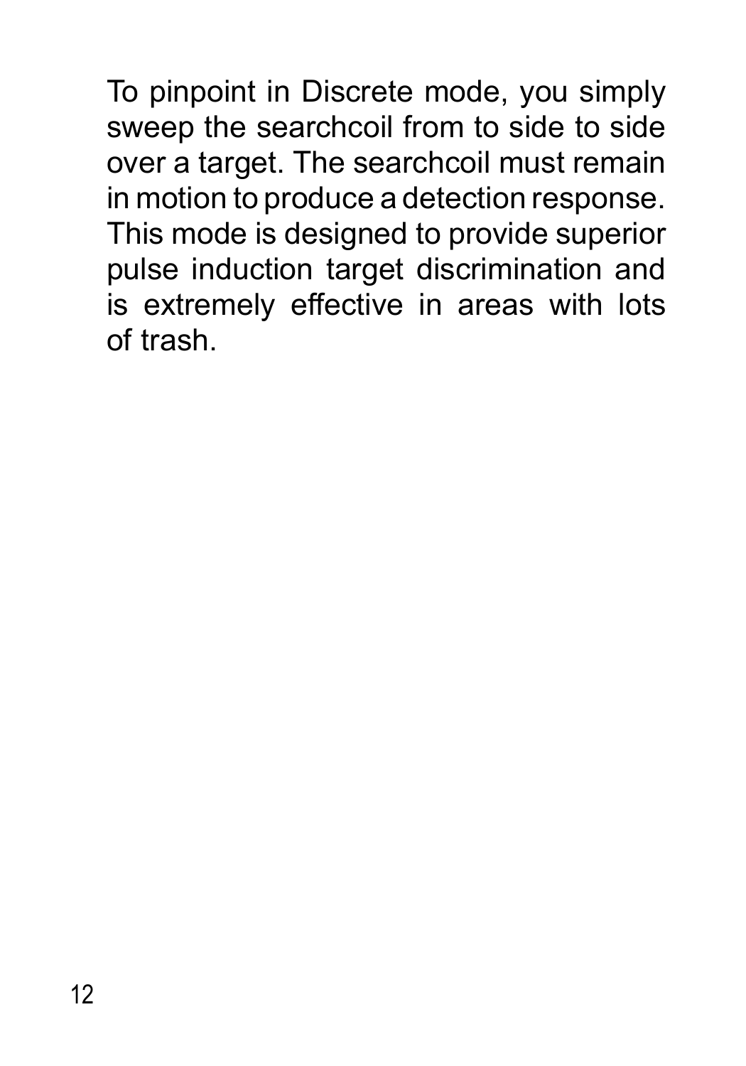To pinpoint in Discrete mode, you simply sweep the searchcoil from to side to side over a target. The searchcoil must remain in motion to produce a detection response. This mode is designed to provide superior pulse induction target discrimination and is extremely effective in areas with lots of trash.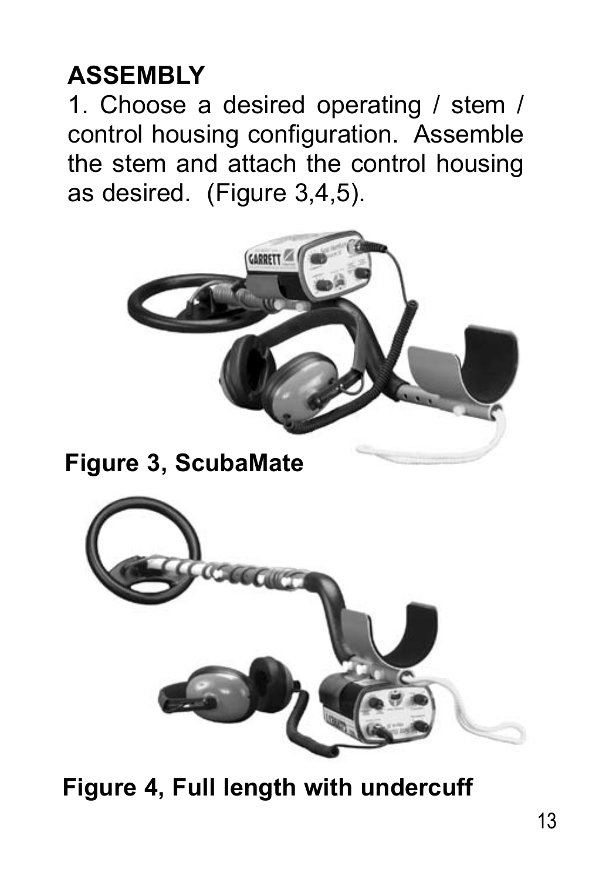## ASSEMBLY

1. Choose a desired operating / stem / control housing configuration. Assemble the stem and attach the control housing as desired. (Figure 3,4,5).

**Figure 3, ScubaMate**

**Figure 4, Full length with undercuff**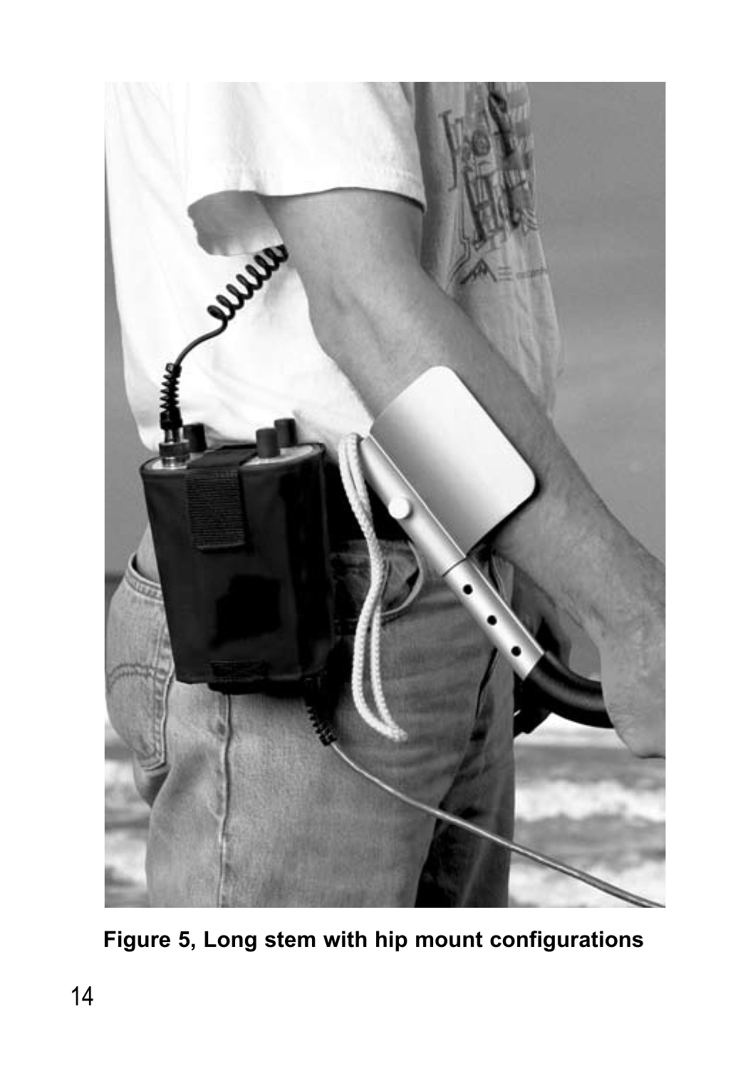**Figure 5, Long stem with hip mount configurations**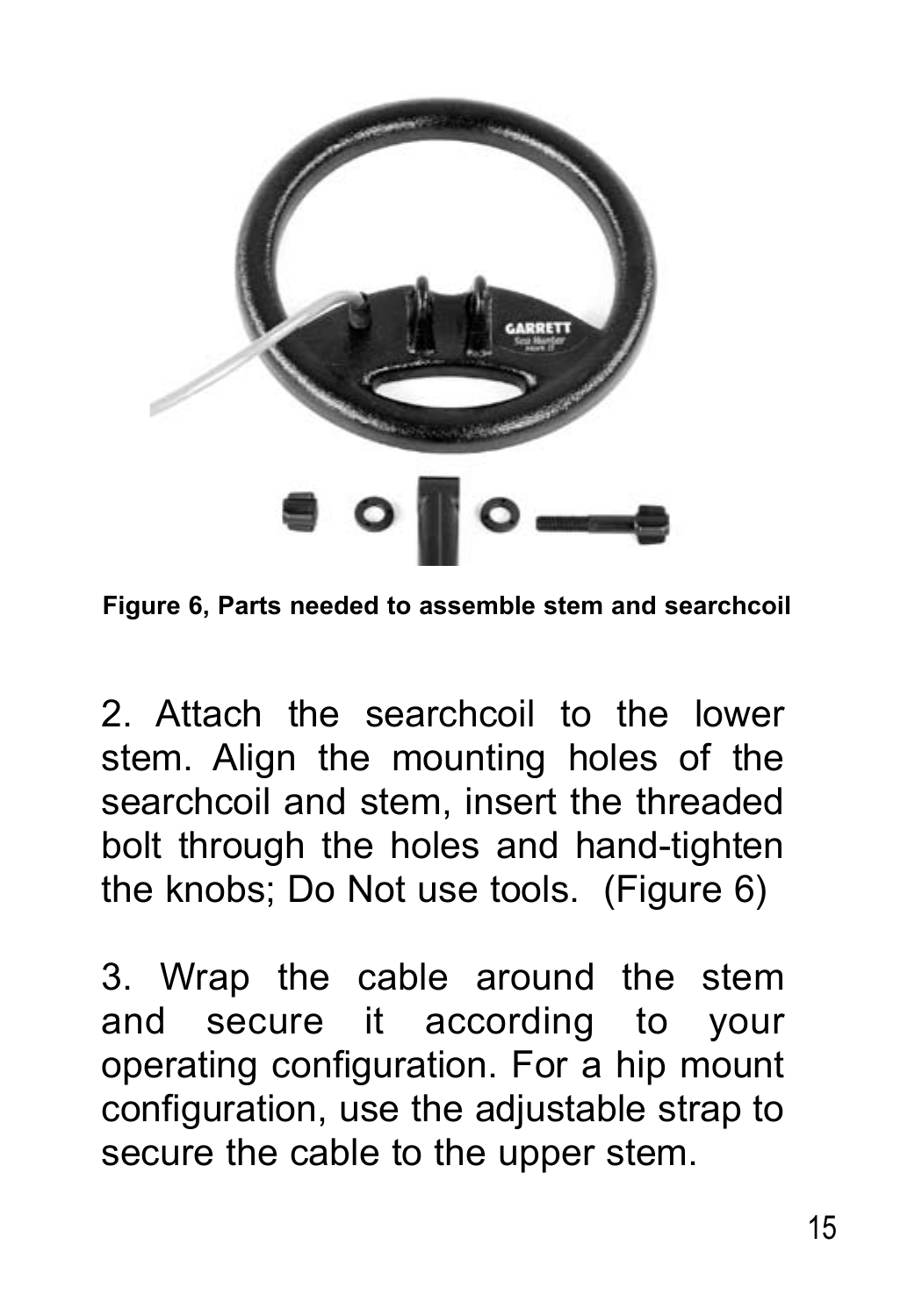Figure 6, Parts needed to assemble stem and searchcoil

2. Attach the searchcoil to the lower stem. Align the mounting holes of the searchcoil and stem, insert the threaded bolt through the holes and hand-tighten the knobs; Do Not use tools. (Figure 6)

3. Wrap the cable around the stem and secure it according to your operating configuration. For a hip mount configuration, use the adjustable strap to secure the cable to the upper stem.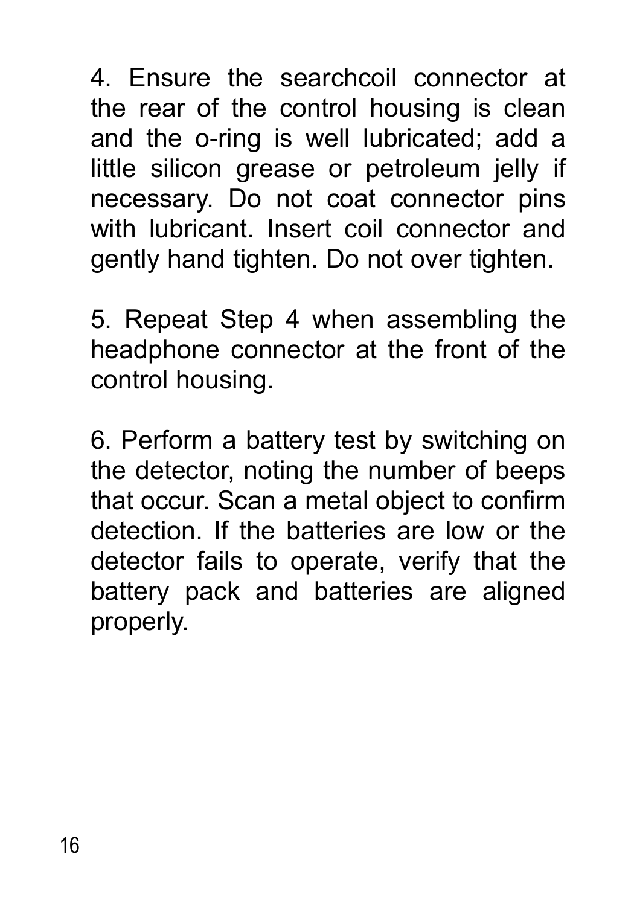4. Ensure the searchcoil connector at the rear of the control housing is clean and the o-ring is well lubricated; add a little silicon grease or petroleum jelly if necessary. Do not coat connector pins with lubricant. Insert coil connector and gently hand tighten. Do not over tighten.

5. Repeat Step 4 when assembling the headphone connector at the front of the control housing.

6. Perform a battery test by switching on the detector, noting the number of beeps that occur. Scan a metal object to confirm detection. If the batteries are low or the detector fails to operate, verify that the battery pack and batteries are aligned properly.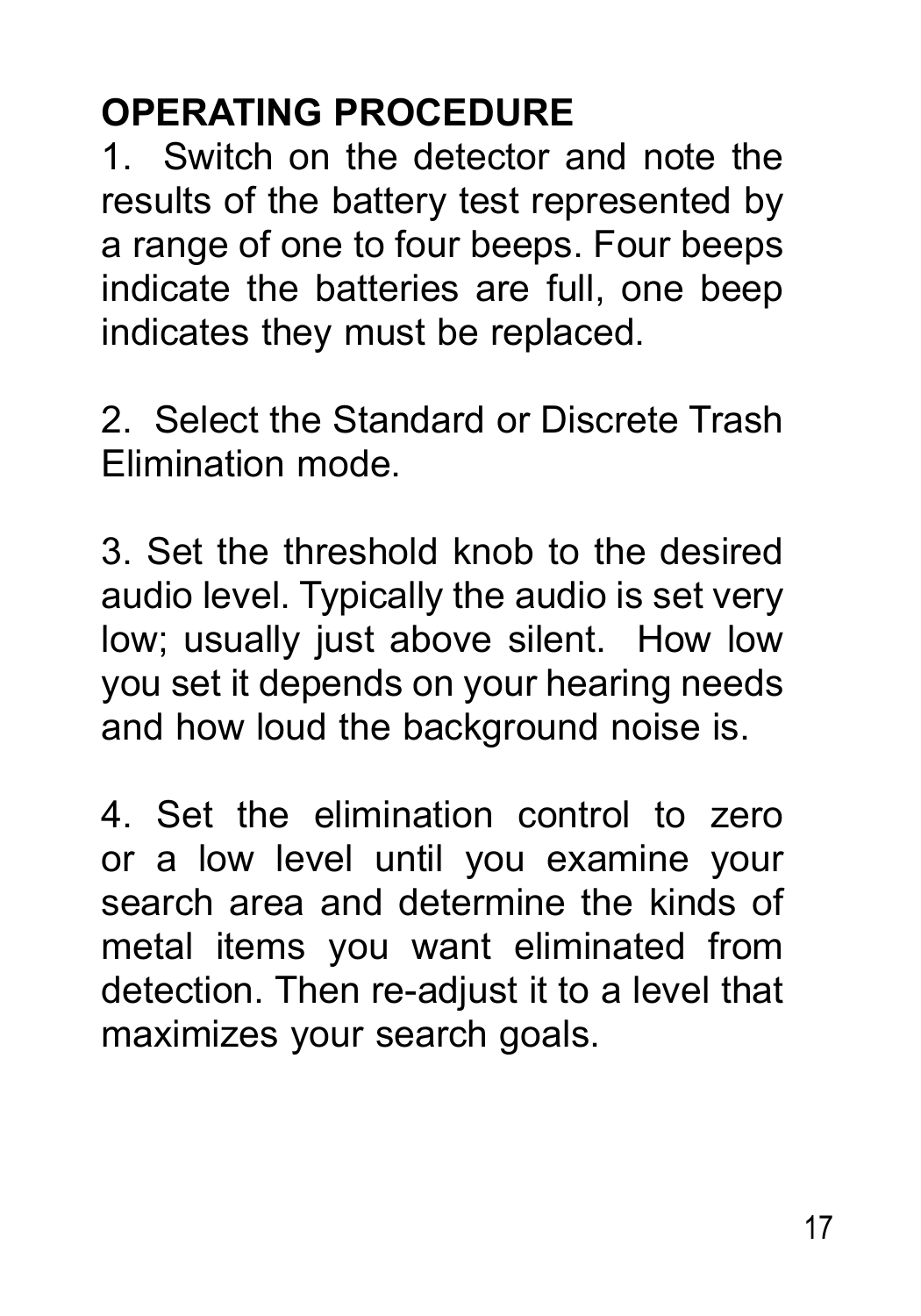## OPERATING PROCEDURE

1. Switch on the detector and note the results of the battery test represented by a range of one to four beeps. Four beeps indicate the batteries are full, one beep indicates they must be replaced.

2. Select the Standard or Discrete Trash Elimination mode.

3. Set the threshold knob to the desired audio level. Typically the audio is set very low; usually just above silent. How low you set it depends on your hearing needs and how loud the background noise is.

4. Set the elimination control to zero or a low level until you examine your search area and determine the kinds of metal items you want eliminated from detection. Then re-adjust it to a level that maximizes your search goals.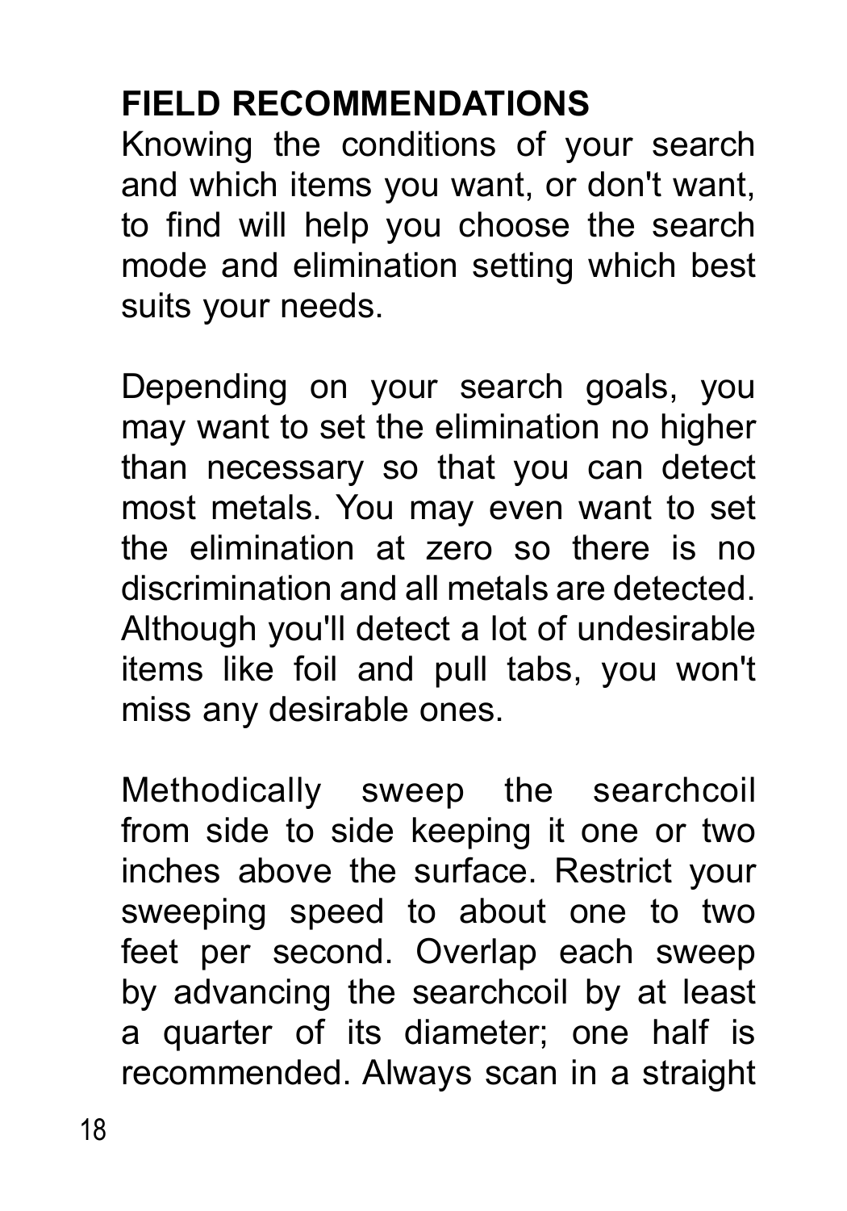## FIELD RECOMMENDATIONS

Knowing the conditions of your search and which items you want, or don't want, to find will help you choose the search mode and elimination setting which best suits your needs.

Depending on your search goals, you may want to set the elimination no higher than necessary so that you can detect most metals. You may even want to set the elimination at zero so there is no discrimination and all metals are detected. Although you'll detect a lot of undesirable items like foil and pull tabs, you won't miss any desirable ones.

Methodically sweep the searchcoil from side to side keeping it one or two inches above the surface. Restrict your sweeping speed to about one to two feet per second. Overlap each sweep by advancing the searchcoil by at least a quarter of its diameter; one half is recommended. Always scan in a straight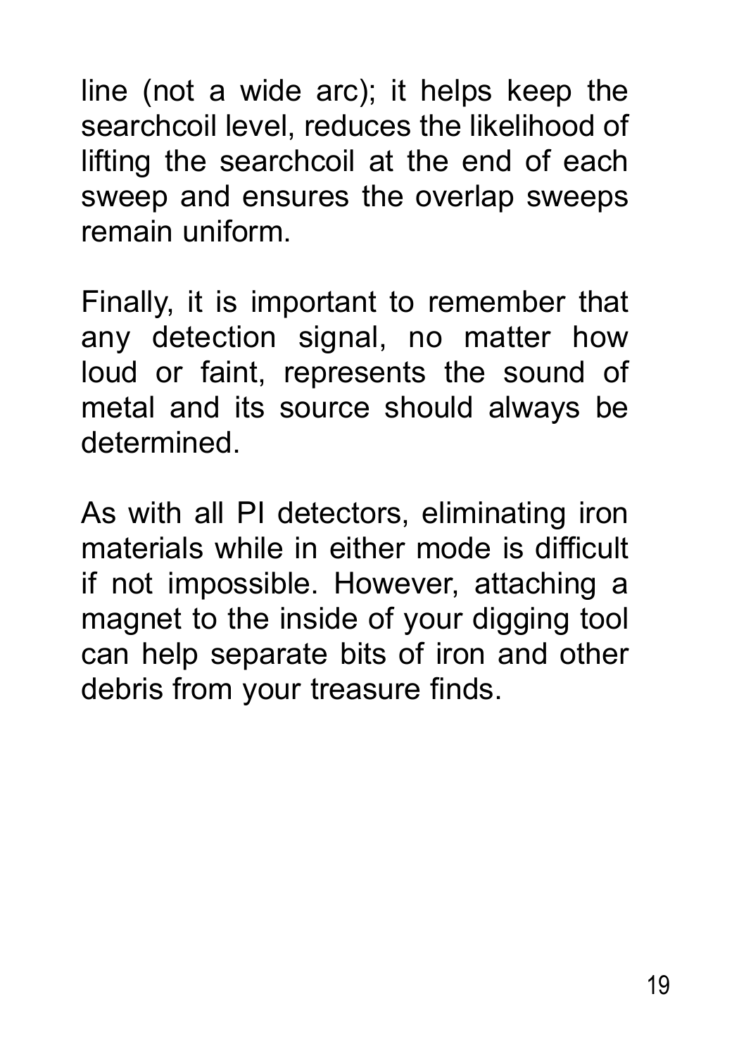line (not a wide arc); it helps keep the searchcoil level, reduces the likelihood of lifting the searchcoil at the end of each sweep and ensures the overlap sweeps remain uniform.

Finally, it is important to remember that any detection signal, no matter how loud or faint, represents the sound of metal and its source should always be determined.

As with all PI detectors, eliminating iron materials while in either mode is difficult if not impossible. However, attaching a magnet to the inside of your digging tool can help separate bits of iron and other debris from your treasure finds.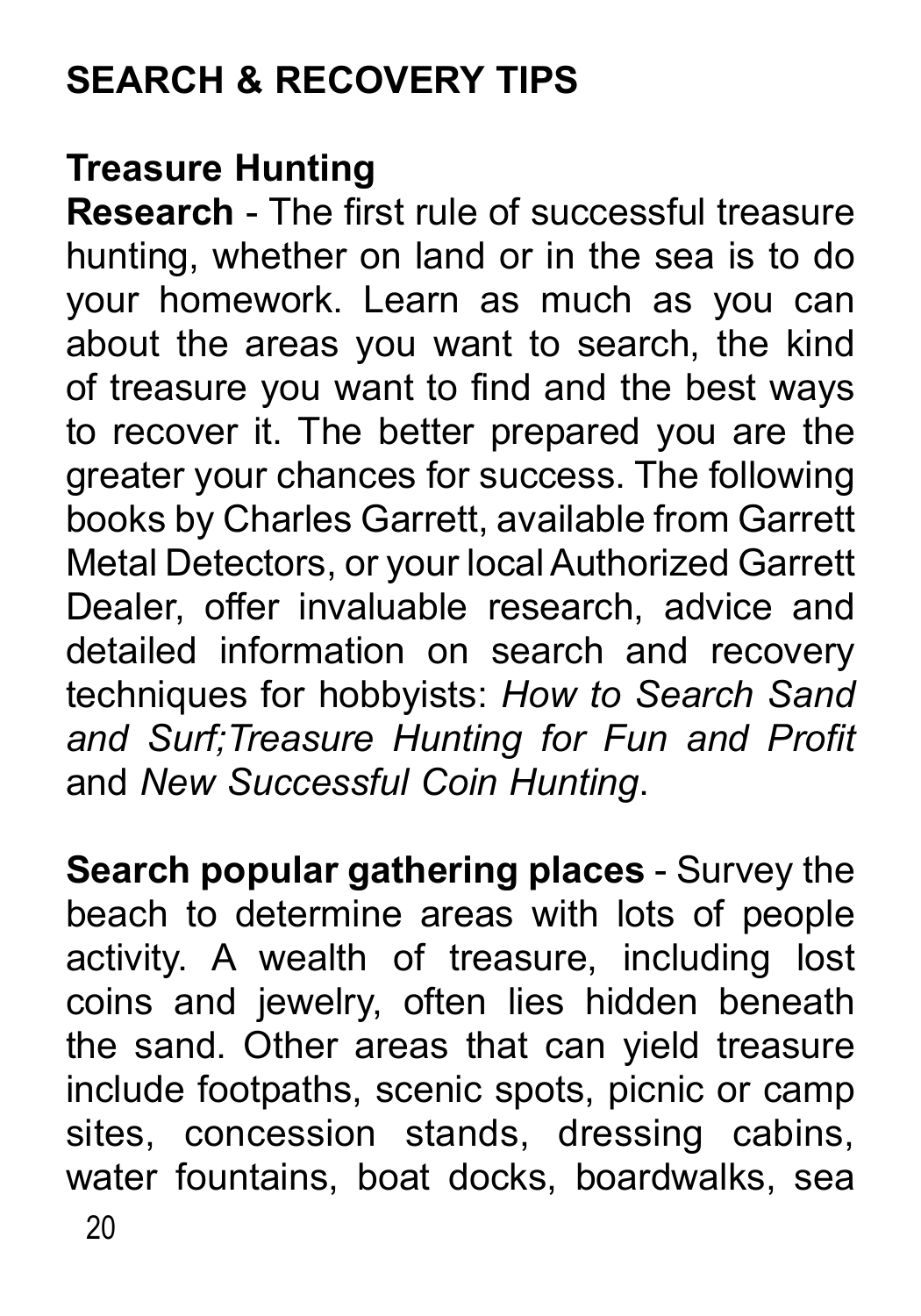## SEARCH & RECOVERY TIPS

### Treasure Hunting

**Research** - The first rule of successful treasure hunting, whether on land or in the sea is to do your homework. Learn as much as you can about the areas you want to search, the kind of treasure you want to find and the best ways to recover it. The better prepared you are the greater your chances for success. The following books by Charles Garrett, available from Garrett Metal Detectors, or your local Authorized Garrett Dealer, offer invaluable research, advice and detailed information on search and recovery techniques for hobbyists: *How to Search Sand and Surf;Treasure Hunting for Fun and Profit* and *New Successful Coin Hunting*.

**Search popular gathering places** - Survey the beach to determine areas with lots of people activity. A wealth of treasure, including lost coins and jewelry, often lies hidden beneath the sand. Other areas that can yield treasure include footpaths, scenic spots, picnic or camp sites, concession stands, dressing cabins, water fountains, boat docks, boardwalks, sea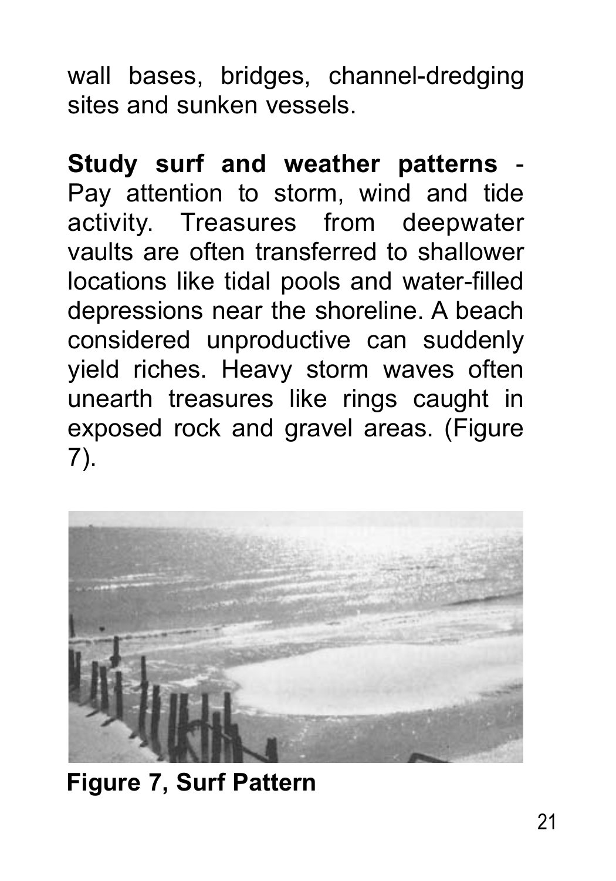wall bases, bridges, channel-dredging sites and sunken vessels.

**Study surf and weather patterns** - Pay attention to storm, wind and tide activity. Treasures from deepwater vaults are often transferred to shallower locations like tidal pools and water-filled depressions near the shoreline. A beach considered unproductive can suddenly yield riches. Heavy storm waves often unearth treasures like rings caught in exposed rock and gravel areas. (Figure 7).

**Figure 7, Surf Pattern**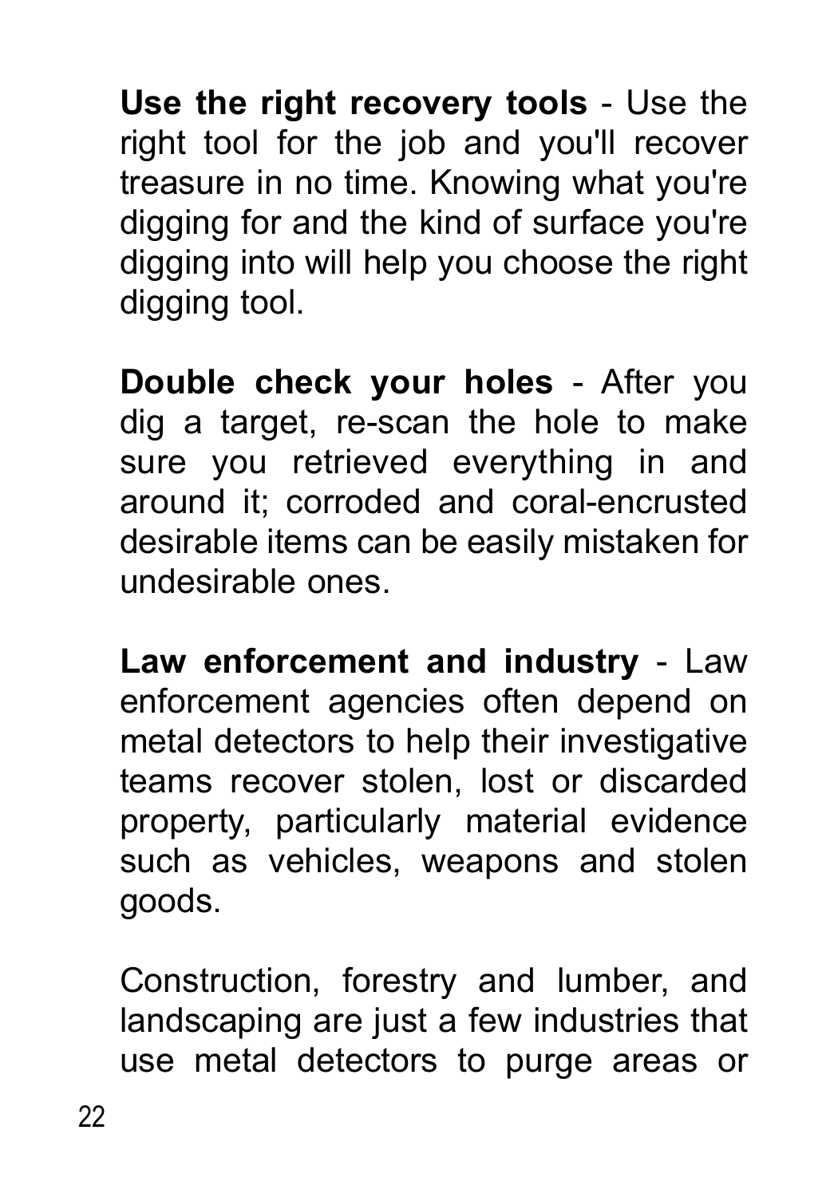**Use the right recovery tools** - Use the right tool for the job and you'll recover treasure in no time. Knowing what you're digging for and the kind of surface you're digging into will help you choose the right digging tool.

**Double check your holes** - After you dig a target, re-scan the hole to make sure you retrieved everything in and around it; corroded and coral-encrusted desirable items can be easily mistaken for undesirable ones.

**Law enforcement and industry** - Law enforcement agencies often depend on metal detectors to help their investigative teams recover stolen, lost or discarded property, particularly material evidence such as vehicles, weapons and stolen goods.

Construction, forestry and lumber, and landscaping are just a few industries that use metal detectors to purge areas or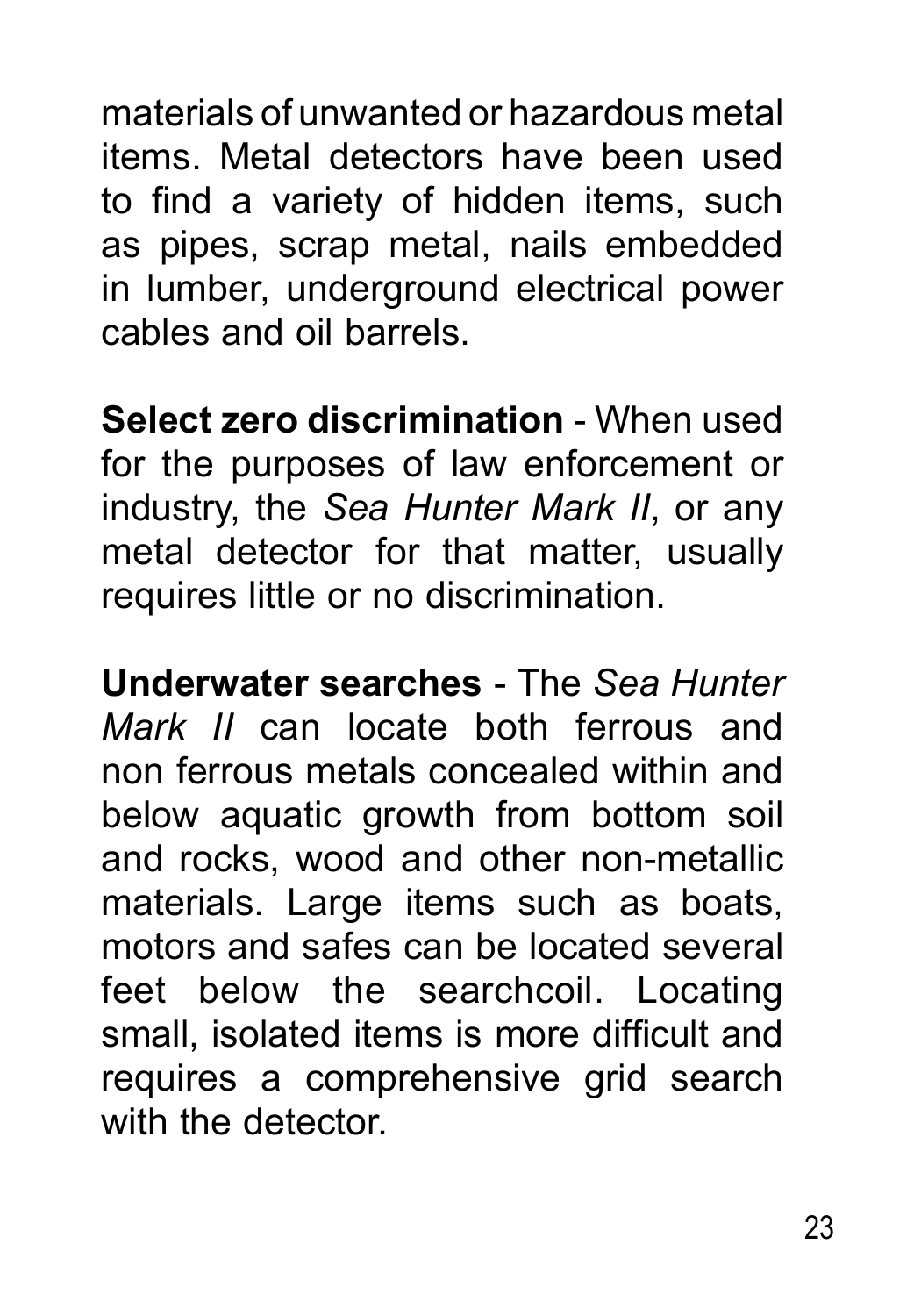materials of unwanted or hazardous metal items. Metal detectors have been used to find a variety of hidden items, such as pipes, scrap metal, nails embedded in lumber, underground electrical power cables and oil barrels.

**Select zero discrimination** - When used for the purposes of law enforcement or industry, the *Sea Hunter Mark II*, or any metal detector for that matter, usually requires little or no discrimination.

**Underwater searches** - The *Sea Hunter Mark II* can locate both ferrous and non ferrous metals concealed within and below aquatic growth from bottom soil and rocks, wood and other non-metallic materials. Large items such as boats, motors and safes can be located several feet below the searchcoil. Locating small, isolated items is more difficult and requires a comprehensive grid search with the detector.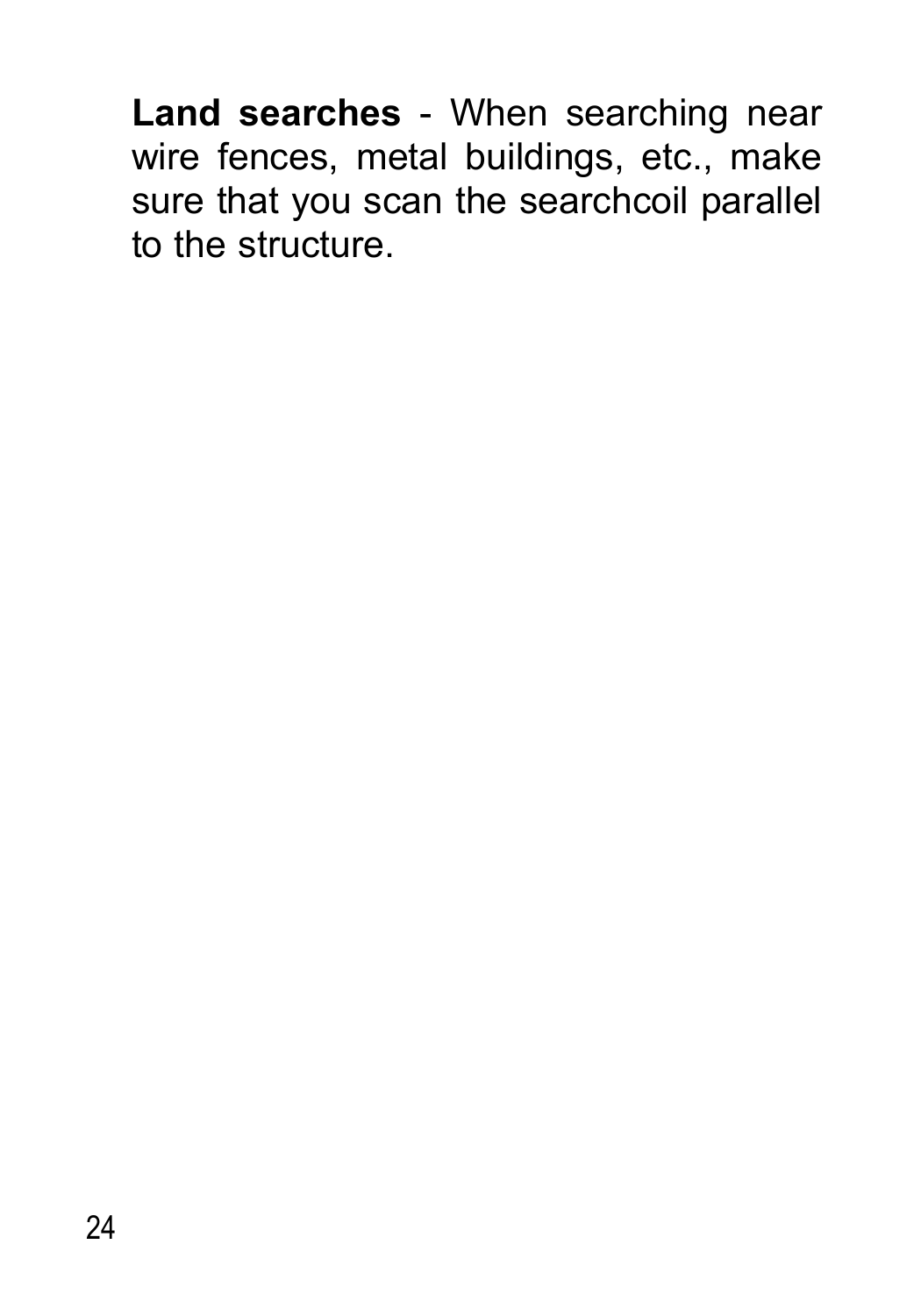**Land searches** - When searching near wire fences, metal buildings, etc., make sure that you scan the searchcoil parallel to the structure.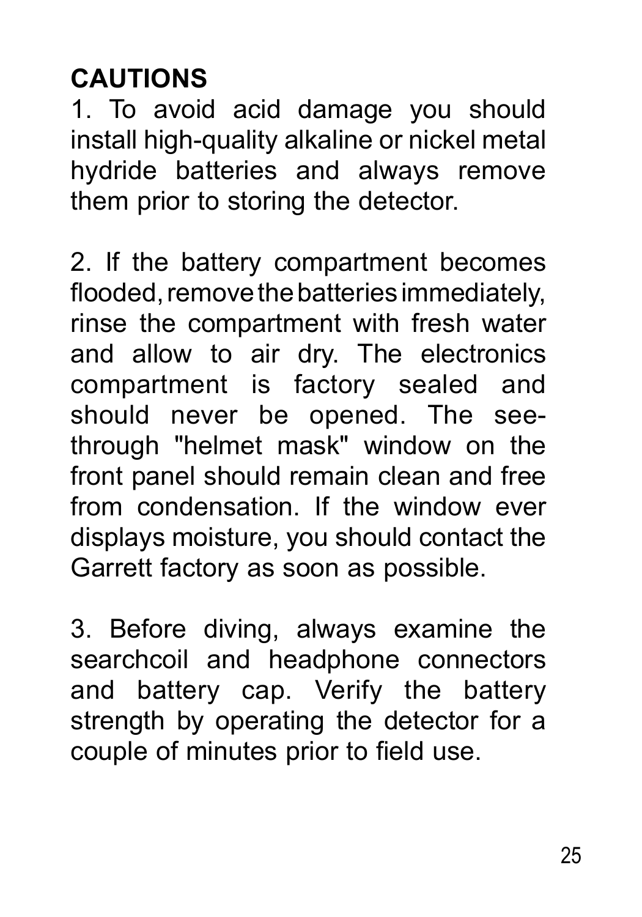## CAUTIONS

1. To avoid acid damage you should install high-quality alkaline or nickel metal hydride batteries and always remove them prior to storing the detector.

2. If the battery compartment becomes flooded, remove the batteries immediately, rinse the compartment with fresh water and allow to air dry. The electronics compartment is factory sealed and should never be opened. The see-through "helmet mask" window on the front panel should remain clean and free from condensation. If the window ever displays moisture, you should contact the Garrett factory as soon as possible.

3. Before diving, always examine the searchcoil and headphone connectors and battery cap. Verify the battery strength by operating the detector for a couple of minutes prior to field use.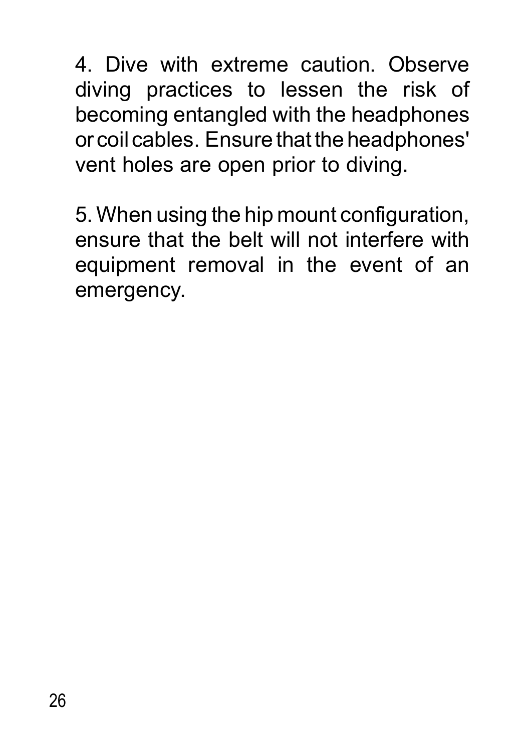4. Dive with extreme caution. Observe diving practices to lessen the risk of becoming entangled with the headphones or coil cables. Ensure that the headphones' vent holes are open prior to diving.

5. When using the hip mount configuration, ensure that the belt will not interfere with equipment removal in the event of an emergency.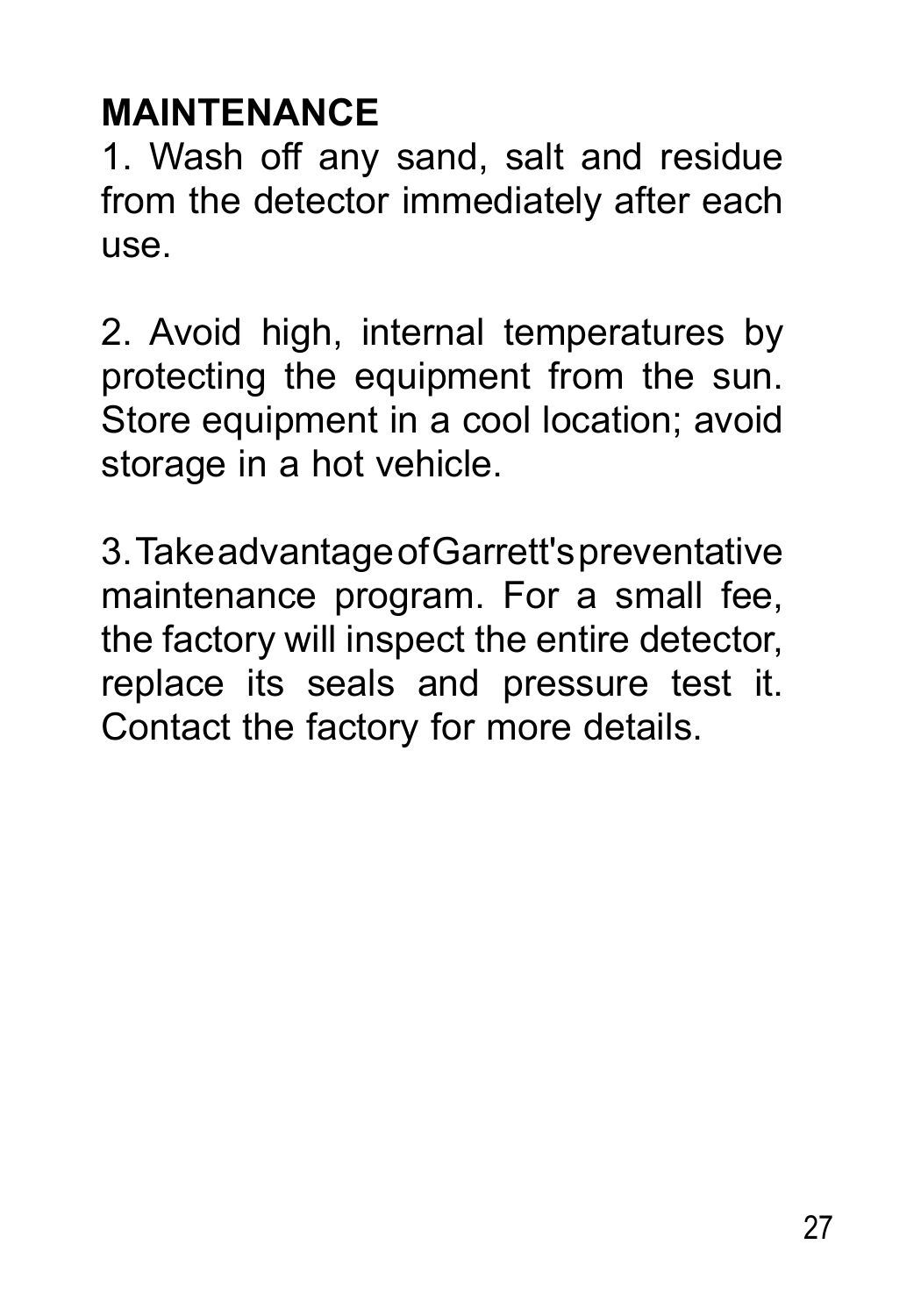## MAINTENANCE

1. Wash off any sand, salt and residue from the detector immediately after each use.

2. Avoid high, internal temperatures by protecting the equipment from the sun. Store equipment in a cool location; avoid storage in a hot vehicle.

3. Take advantage of Garrett's preventative maintenance program. For a small fee, the factory will inspect the entire detector, replace its seals and pressure test it. Contact the factory for more details.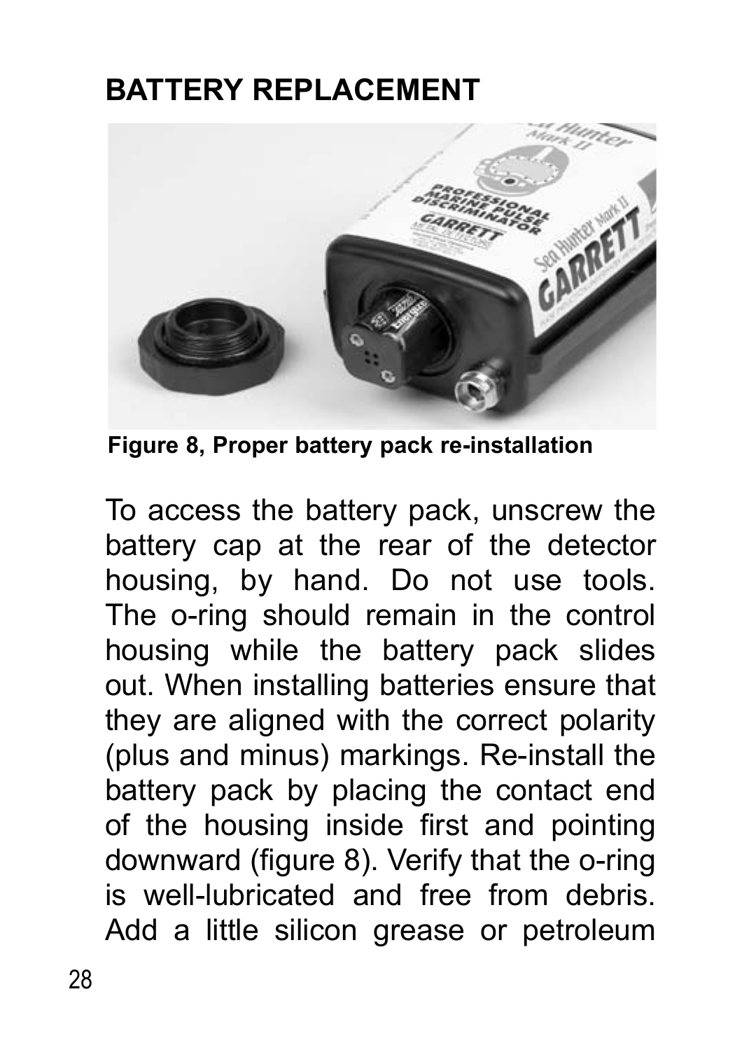## BATTERY REPLACEMENT

Figure 8, Proper battery pack re-installation

To access the battery pack, unscrew the battery cap at the rear of the detector housing, by hand. Do not use tools. The o-ring should remain in the control housing while the battery pack slides out. When installing batteries ensure that they are aligned with the correct polarity (plus and minus) markings. Re-install the battery pack by placing the contact end of the housing inside first and pointing downward (figure 8). Verify that the o-ring is well-lubricated and free from debris. Add a little silicon grease or petroleum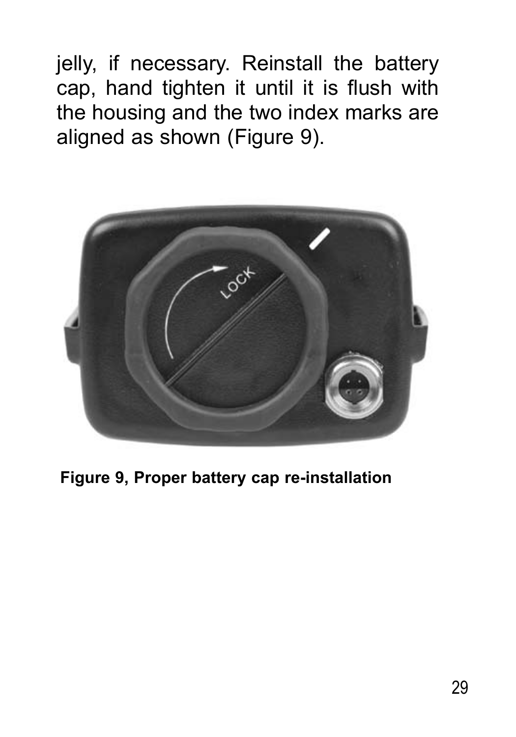jelly, if necessary. Reinstall the battery cap, hand tighten it until it is flush with the housing and the two index marks are aligned as shown (Figure 9).

**Figure 9, Proper battery cap re-installation**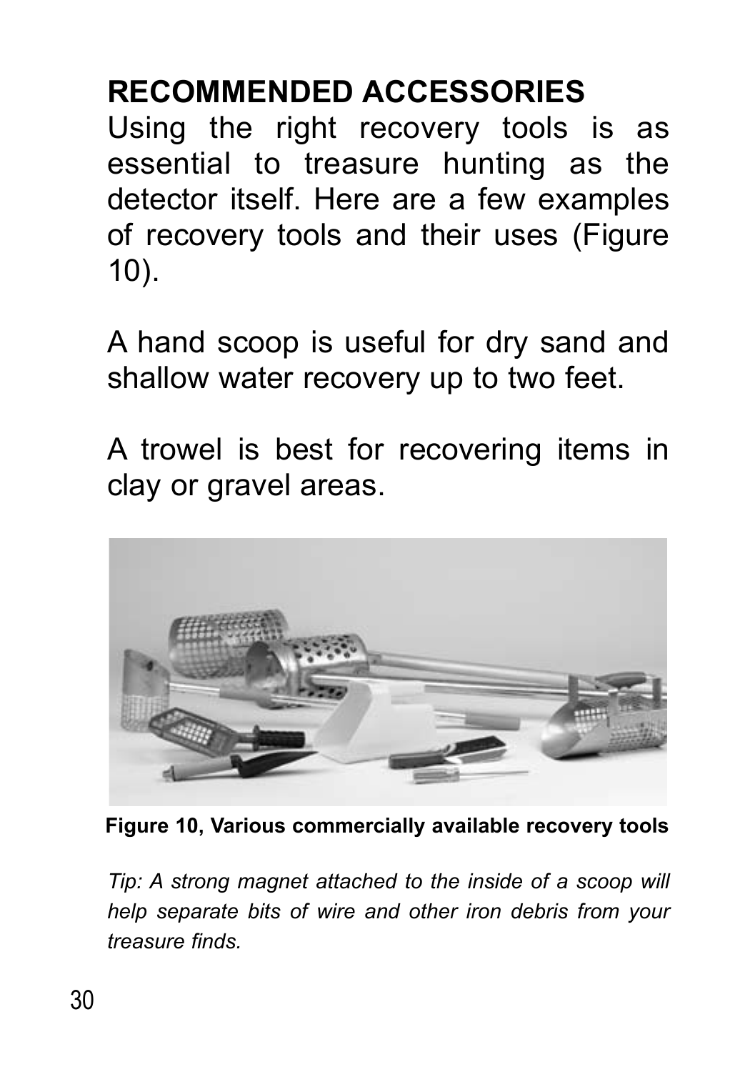## RECOMMENDED ACCESSORIES

Using the right recovery tools is as essential to treasure hunting as the detector itself. Here are a few examples of recovery tools and their uses (Figure 10).

A hand scoop is useful for dry sand and shallow water recovery up to two feet.

A trowel is best for recovering items in clay or gravel areas.

**Figure 10, Various commercially available recovery tools**

*Tip: A strong magnet attached to the inside of a scoop will help separate bits of wire and other iron debris from your treasure finds.*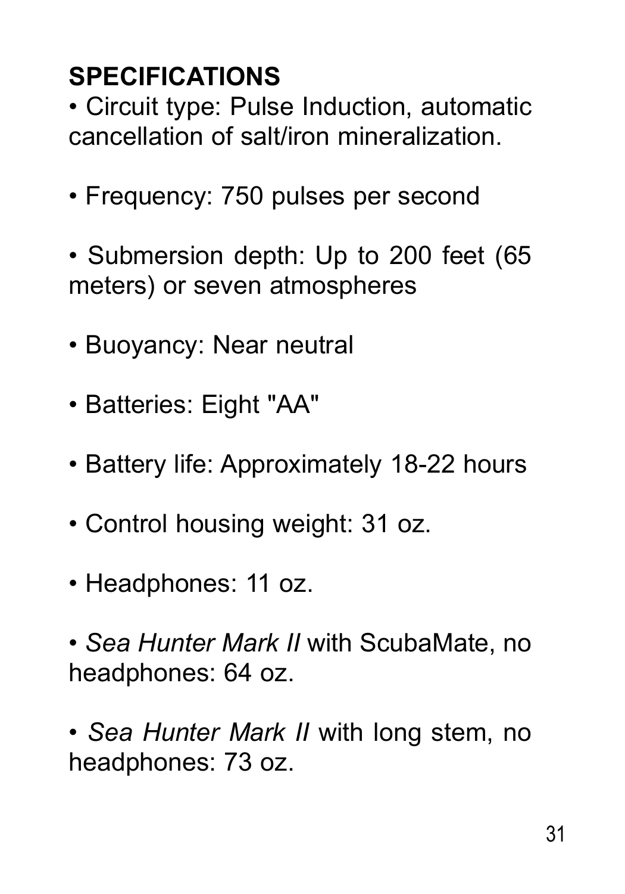## SPECIFICATIONS

- Circuit type: Pulse Induction, automatic cancellation of salt/iron mineralization.
- Frequency: 750 pulses per second
- Submersion depth: Up to 200 feet (65 meters) or seven atmospheres
- Buoyancy: Near neutral
- Batteries: Eight "AA"
- Battery life: Approximately 18-22 hours
- Control housing weight: 31 oz.
- Headphones: 11 oz.
- *Sea Hunter Mark II* with ScubaMate, no headphones: 64 oz.
- *Sea Hunter Mark II* with long stem, no headphones: 73 oz.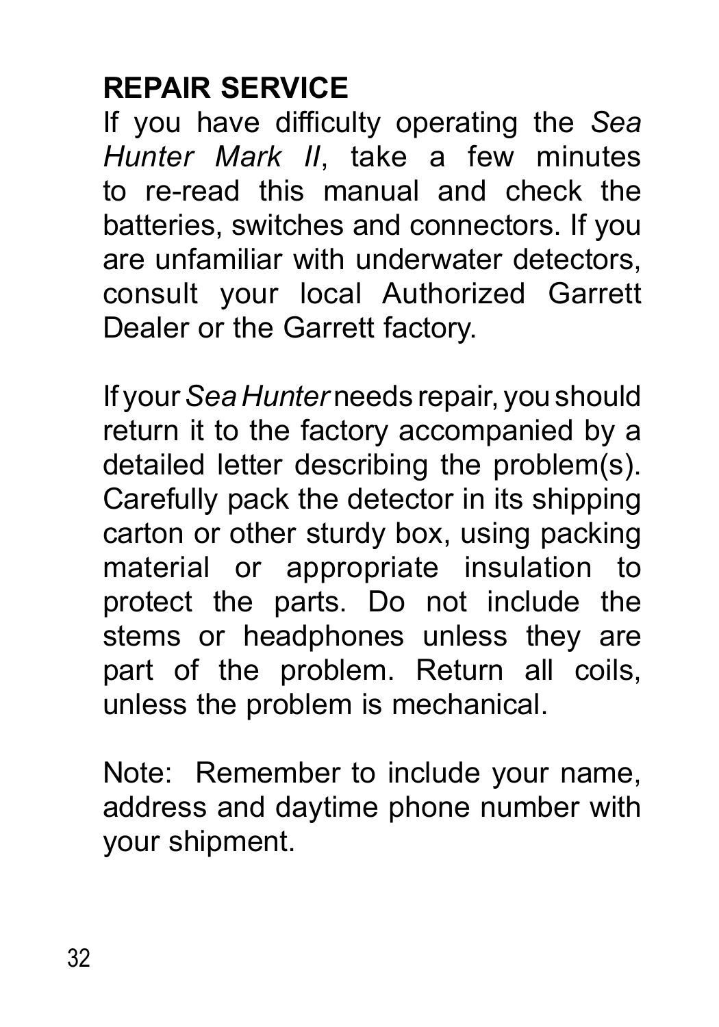## REPAIR SERVICE

If you have difficulty operating the *Sea Hunter Mark II*, take a few minutes to re-read this manual and check the batteries, switches and connectors. If you are unfamiliar with underwater detectors, consult your local Authorized Garrett Dealer or the Garrett factory.

If your *Sea Hunter* needs repair, you should return it to the factory accompanied by a detailed letter describing the problem(s). Carefully pack the detector in its shipping carton or other sturdy box, using packing material or appropriate insulation to protect the parts. Do not include the stems or headphones unless they are part of the problem. Return all coils, unless the problem is mechanical.

Note: Remember to include your name, address and daytime phone number with your shipment.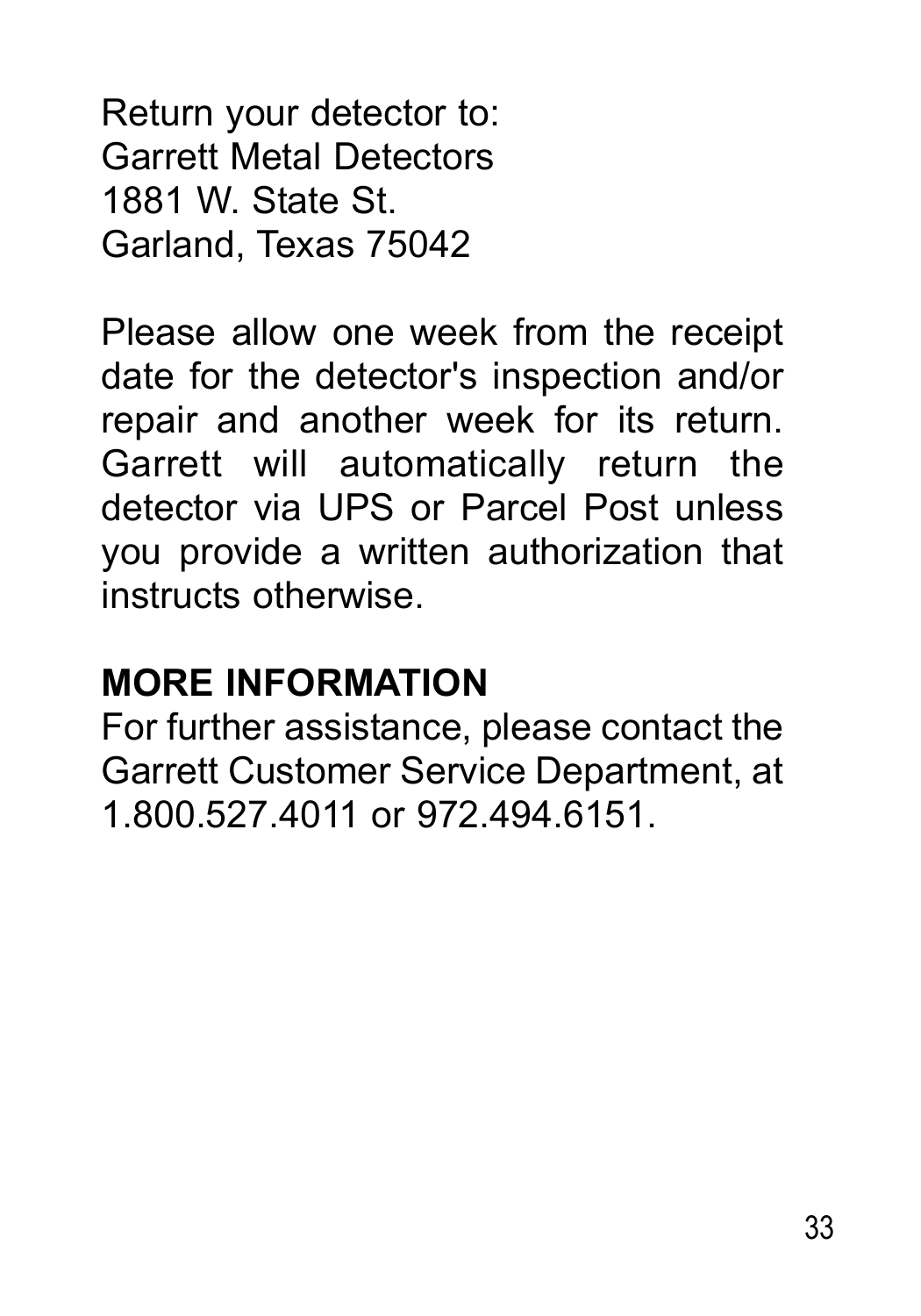Return your detector to:
Garrett Metal Detectors
1881 W. State St.
Garland, Texas 75042

Please allow one week from the receipt date for the detector's inspection and/or repair and another week for its return. Garrett will automatically return the detector via UPS or Parcel Post unless you provide a written authorization that instructs otherwise.

## MORE INFORMATION

For further assistance, please contact the Garrett Customer Service Department, at 1.800.527.4011 or 972.494.6151.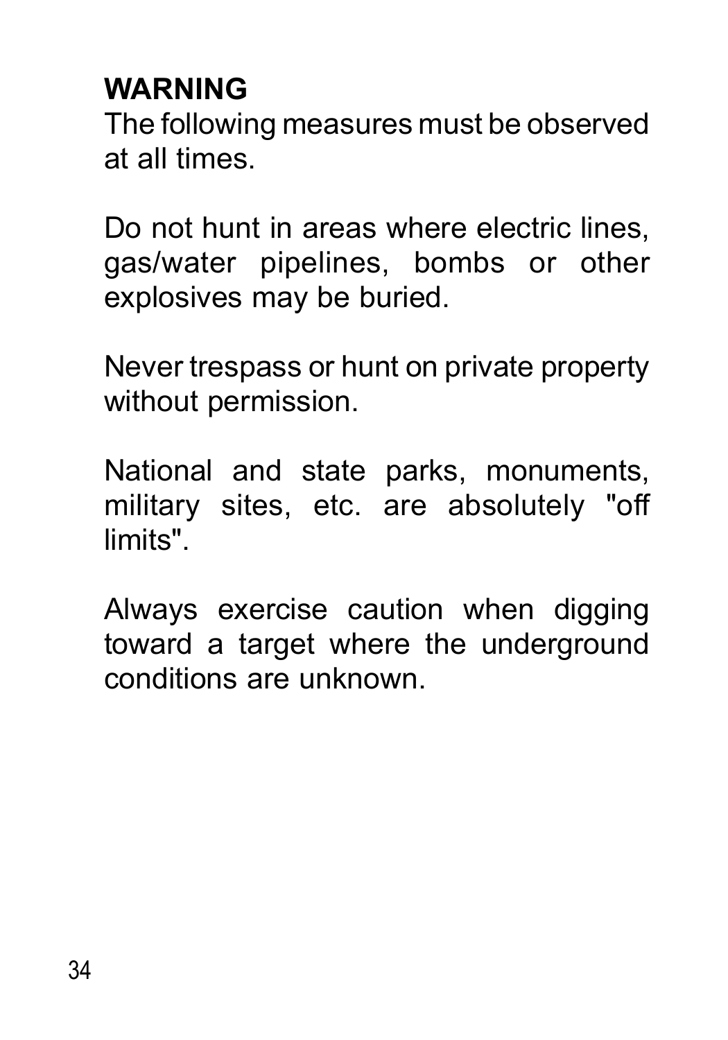**WARNING**

The following measures must be observed at all times.

Do not hunt in areas where electric lines, gas/water pipelines, bombs or other explosives may be buried.

Never trespass or hunt on private property without permission.

National and state parks, monuments, military sites, etc. are absolutely "off limits".

Always exercise caution when digging toward a target where the underground conditions are unknown.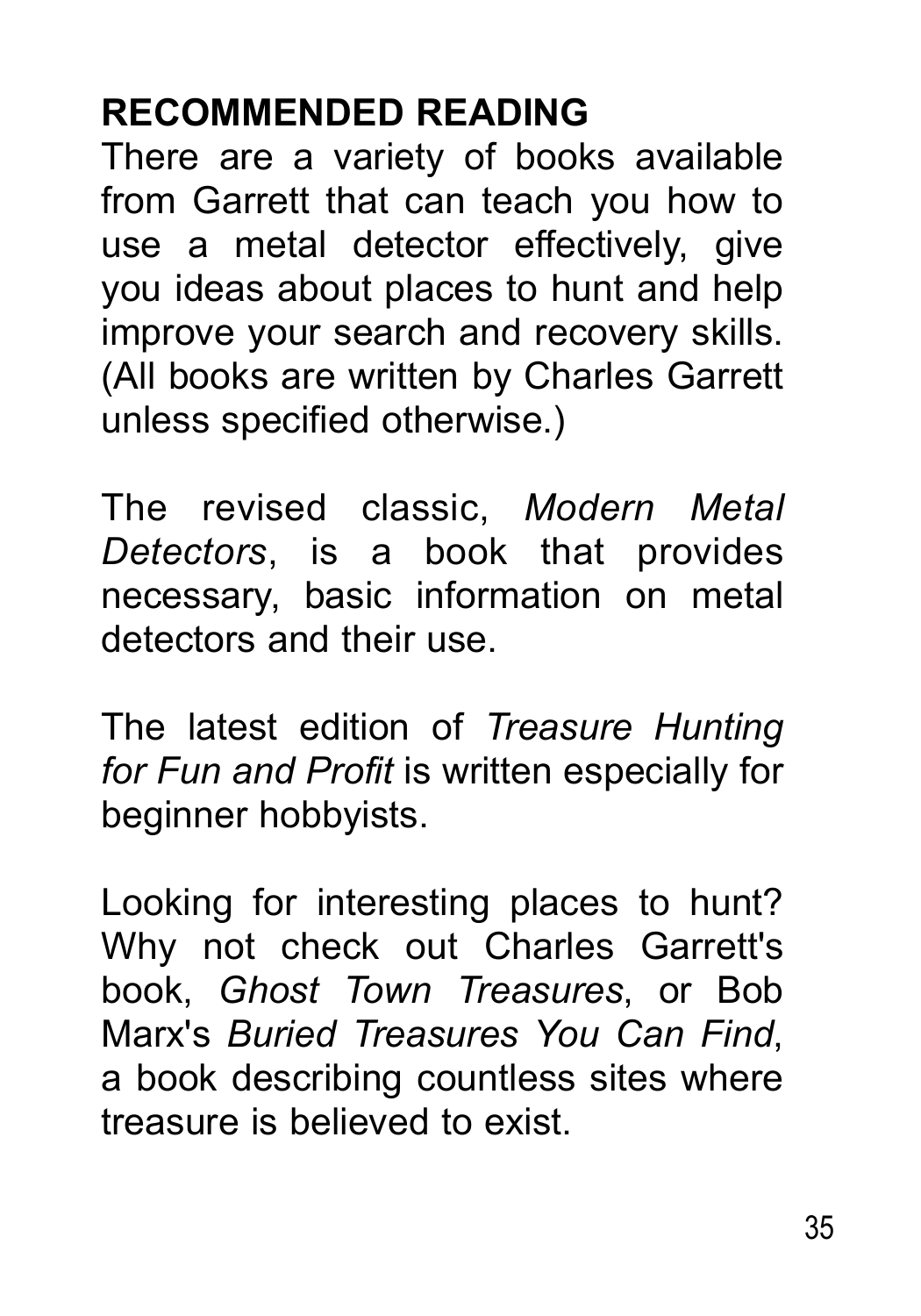## RECOMMENDED READING

There are a variety of books available from Garrett that can teach you how to use a metal detector effectively, give you ideas about places to hunt and help improve your search and recovery skills. (All books are written by Charles Garrett unless specified otherwise.)

The revised classic, *Modern Metal Detectors*, is a book that provides necessary, basic information on metal detectors and their use.

The latest edition of *Treasure Hunting for Fun and Profit* is written especially for beginner hobbyists.

Looking for interesting places to hunt? Why not check out Charles Garrett's book, *Ghost Town Treasures*, or Bob Marx's *Buried Treasures You Can Find*, a book describing countless sites where treasure is believed to exist.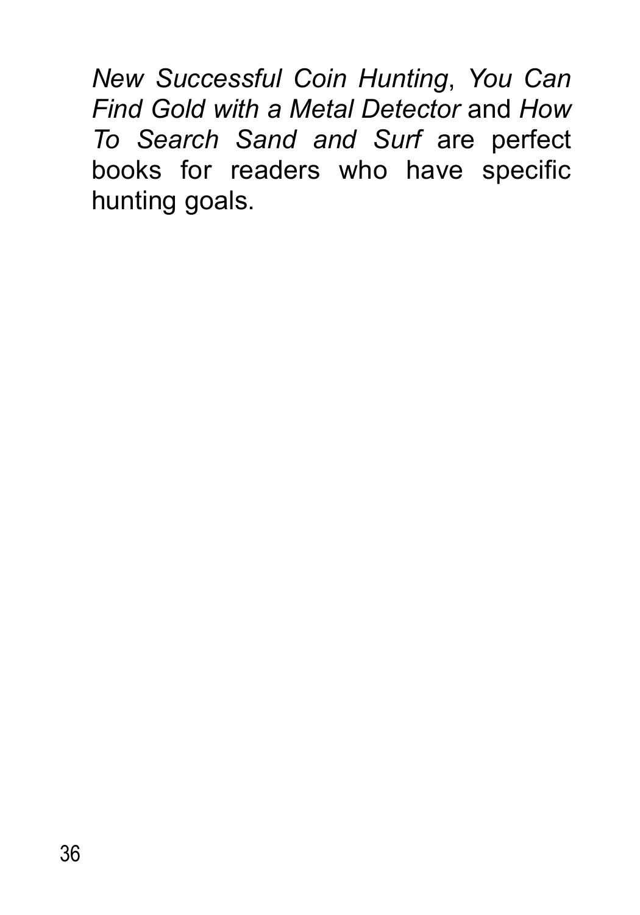*New Successful Coin Hunting*, *You Can Find Gold with a Metal Detector* and *How To Search Sand and Surf* are perfect books for readers who have specific hunting goals.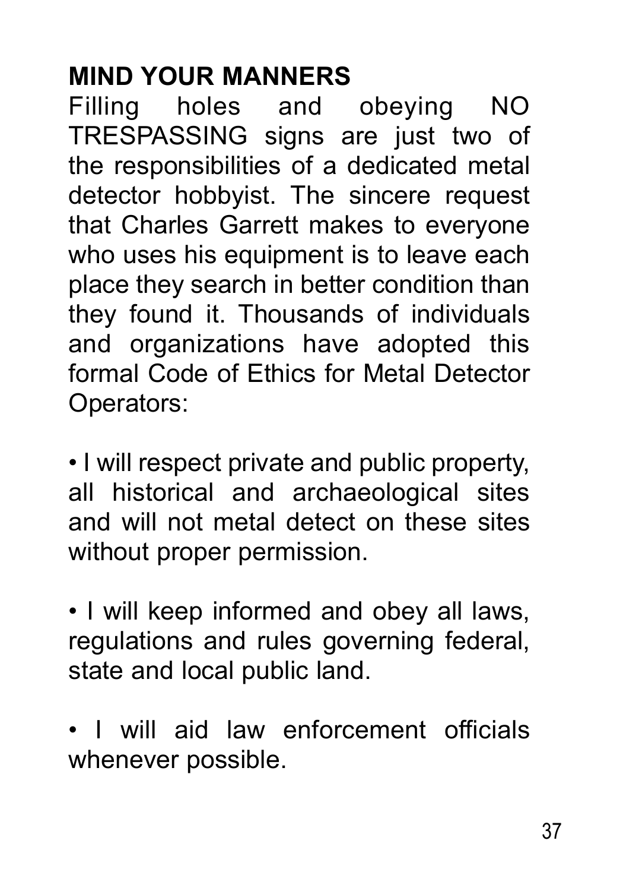## MIND YOUR MANNERS

Filling holes and obeying NO TRESPASSING signs are just two of the responsibilities of a dedicated metal detector hobbyist. The sincere request that Charles Garrett makes to everyone who uses his equipment is to leave each place they search in better condition than they found it. Thousands of individuals and organizations have adopted this formal Code of Ethics for Metal Detector Operators:

- I will respect private and public property, all historical and archaeological sites and will not metal detect on these sites without proper permission.

- I will keep informed and obey all laws, regulations and rules governing federal, state and local public land.

- I will aid law enforcement officials whenever possible.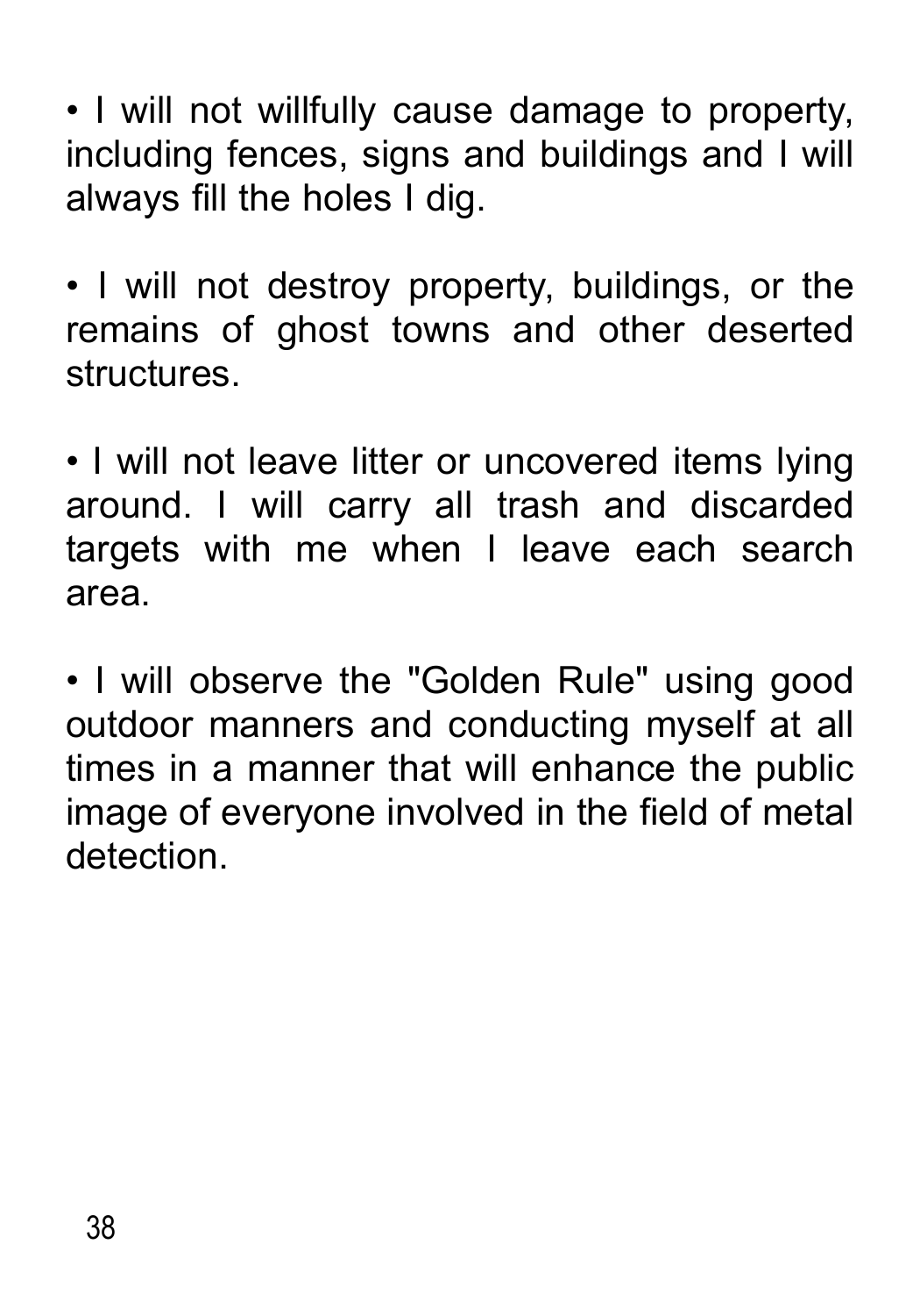- I will not willfully cause damage to property, including fences, signs and buildings and I will always fill the holes I dig.

- I will not destroy property, buildings, or the remains of ghost towns and other deserted structures.

- I will not leave litter or uncovered items lying around. I will carry all trash and discarded targets with me when I leave each search area.

- I will observe the "Golden Rule" using good outdoor manners and conducting myself at all times in a manner that will enhance the public image of everyone involved in the field of metal detection.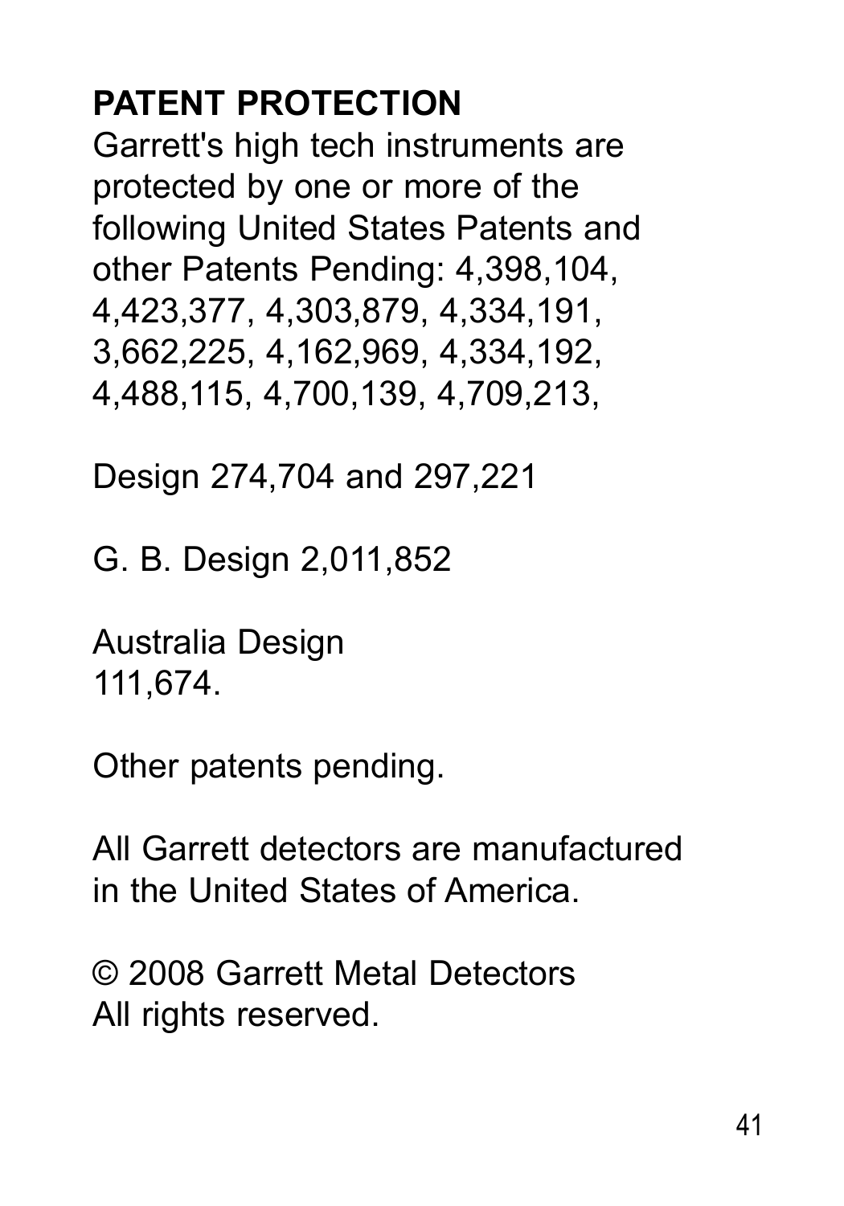## PATENT PROTECTION

Garrett's high tech instruments are protected by one or more of the following United States Patents and other Patents Pending: 4,398,104, 4,423,377, 4,303,879, 4,334,191, 3,662,225, 4,162,969, 4,334,192, 4,488,115, 4,700,139, 4,709,213,

Design 274,704 and 297,221

G. B. Design 2,011,852

Australia Design
111,674.

Other patents pending.

All Garrett detectors are manufactured in the United States of America.

© 2008 Garrett Metal Detectors
All rights reserved.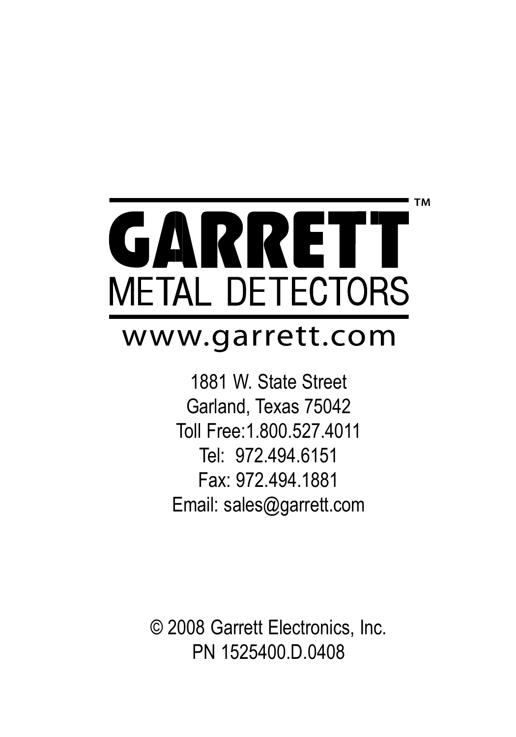# GARRETT™

## METAL DETECTORS

www.garrett.com

1881 W. State Street
Garland, Texas 75042
Toll Free:1.800.527.4011
Tel: 972.494.6151
Fax: 972.494.1881
Email: sales@garrett.com

© 2008 Garrett Electronics, Inc.
PN 1525400.D.0408